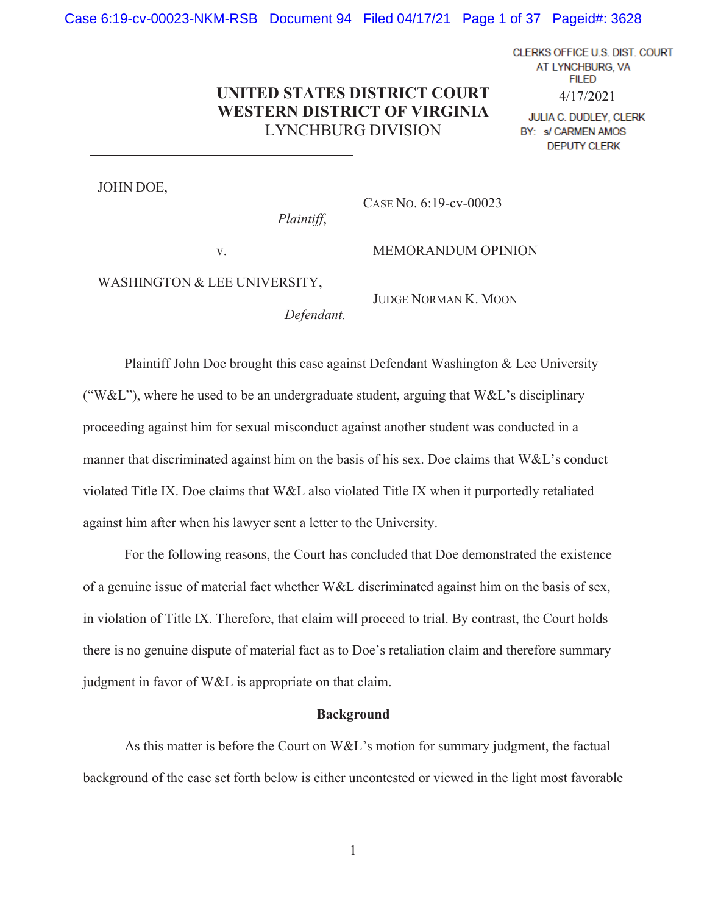CLERKS OFFICE U.S. DIST. COURT
AT LYNCHBURG, VA
FILED
4/17/2021
JULIA C. DUDLEY, CLERK
BY: s/ CARMEN AMOS
DEPUTY CLERK

**UNITED STATES DISTRICT COURT**
**WESTERN DISTRICT OF VIRGINIA**
LYNCHBURG DIVISION

JOHN DOE,

*Plaintiff*,

v.

WASHINGTON & LEE UNIVERSITY,

*Defendant.*

CASE NO. 6:19-cv-00023

MEMORANDUM OPINION

JUDGE NORMAN K. MOON

Plaintiff John Doe brought this case against Defendant Washington & Lee University ("W&L"), where he used to be an undergraduate student, arguing that W&L's disciplinary proceeding against him for sexual misconduct against another student was conducted in a manner that discriminated against him on the basis of his sex. Doe claims that W&L's conduct violated Title IX. Doe claims that W&L also violated Title IX when it purportedly retaliated against him after when his lawyer sent a letter to the University.

For the following reasons, the Court has concluded that Doe demonstrated the existence of a genuine issue of material fact whether W&L discriminated against him on the basis of sex, in violation of Title IX. Therefore, that claim will proceed to trial. By contrast, the Court holds there is no genuine dispute of material fact as to Doe's retaliation claim and therefore summary judgment in favor of W&L is appropriate on that claim.

**Background**

As this matter is before the Court on W&L's motion for summary judgment, the factual background of the case set forth below is either uncontested or viewed in the light most favorable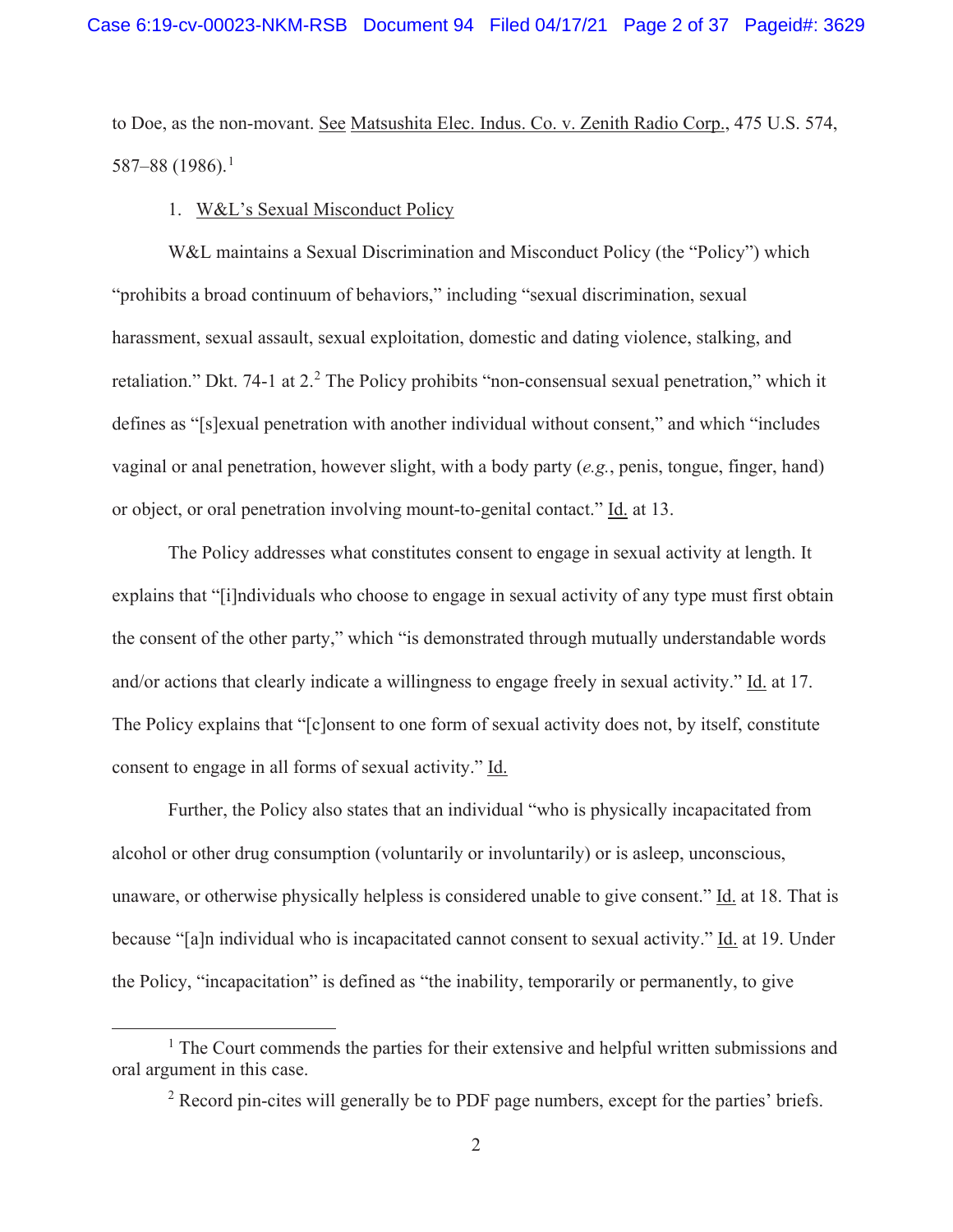to Doe, as the non-movant. See Matsushita Elec. Indus. Co. v. Zenith Radio Corp., 475 U.S. 574, 587–88 (1986).[1]

1. W&L's Sexual Misconduct Policy

W&L maintains a Sexual Discrimination and Misconduct Policy (the "Policy") which "prohibits a broad continuum of behaviors," including "sexual discrimination, sexual harassment, sexual assault, sexual exploitation, domestic and dating violence, stalking, and retaliation." Dkt. 74-1 at 2.[2] The Policy prohibits "non-consensual sexual penetration," which it defines as "[s]exual penetration with another individual without consent," and which "includes vaginal or anal penetration, however slight, with a body party (*e.g.*, penis, tongue, finger, hand) or object, or oral penetration involving mount-to-genital contact." Id. at 13.

The Policy addresses what constitutes consent to engage in sexual activity at length. It explains that "[i]ndividuals who choose to engage in sexual activity of any type must first obtain the consent of the other party," which "is demonstrated through mutually understandable words and/or actions that clearly indicate a willingness to engage freely in sexual activity." Id. at 17. The Policy explains that "[c]onsent to one form of sexual activity does not, by itself, constitute consent to engage in all forms of sexual activity." Id.

Further, the Policy also states that an individual "who is physically incapacitated from alcohol or other drug consumption (voluntarily or involuntarily) or is asleep, unconscious, unaware, or otherwise physically helpless is considered unable to give consent." Id. at 18. That is because "[a]n individual who is incapacitated cannot consent to sexual activity." Id. at 19. Under the Policy, "incapacitation" is defined as "the inability, temporarily or permanently, to give

---

[1] The Court commends the parties for their extensive and helpful written submissions and oral argument in this case.

[2] Record pin-cites will generally be to PDF page numbers, except for the parties' briefs.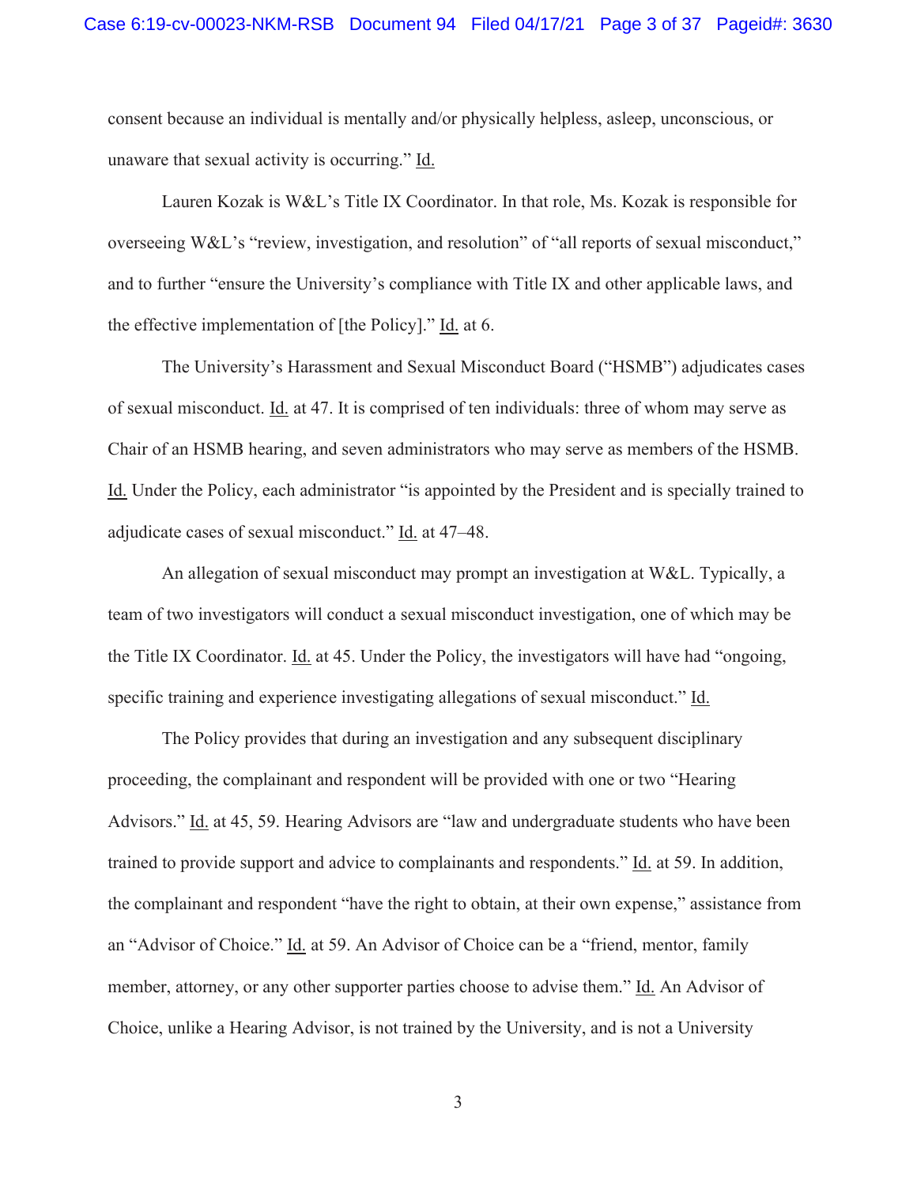consent because an individual is mentally and/or physically helpless, asleep, unconscious, or unaware that sexual activity is occurring." Id.

Lauren Kozak is W&L's Title IX Coordinator. In that role, Ms. Kozak is responsible for overseeing W&L's "review, investigation, and resolution" of "all reports of sexual misconduct," and to further "ensure the University's compliance with Title IX and other applicable laws, and the effective implementation of [the Policy]." Id. at 6.

The University's Harassment and Sexual Misconduct Board ("HSMB") adjudicates cases of sexual misconduct. Id. at 47. It is comprised of ten individuals: three of whom may serve as Chair of an HSMB hearing, and seven administrators who may serve as members of the HSMB. Id. Under the Policy, each administrator "is appointed by the President and is specially trained to adjudicate cases of sexual misconduct." Id. at 47–48.

An allegation of sexual misconduct may prompt an investigation at W&L. Typically, a team of two investigators will conduct a sexual misconduct investigation, one of which may be the Title IX Coordinator. Id. at 45. Under the Policy, the investigators will have had "ongoing, specific training and experience investigating allegations of sexual misconduct." Id.

The Policy provides that during an investigation and any subsequent disciplinary proceeding, the complainant and respondent will be provided with one or two "Hearing Advisors." Id. at 45, 59. Hearing Advisors are "law and undergraduate students who have been trained to provide support and advice to complainants and respondents." Id. at 59. In addition, the complainant and respondent "have the right to obtain, at their own expense," assistance from an "Advisor of Choice." Id. at 59. An Advisor of Choice can be a "friend, mentor, family member, attorney, or any other supporter parties choose to advise them." Id. An Advisor of Choice, unlike a Hearing Advisor, is not trained by the University, and is not a University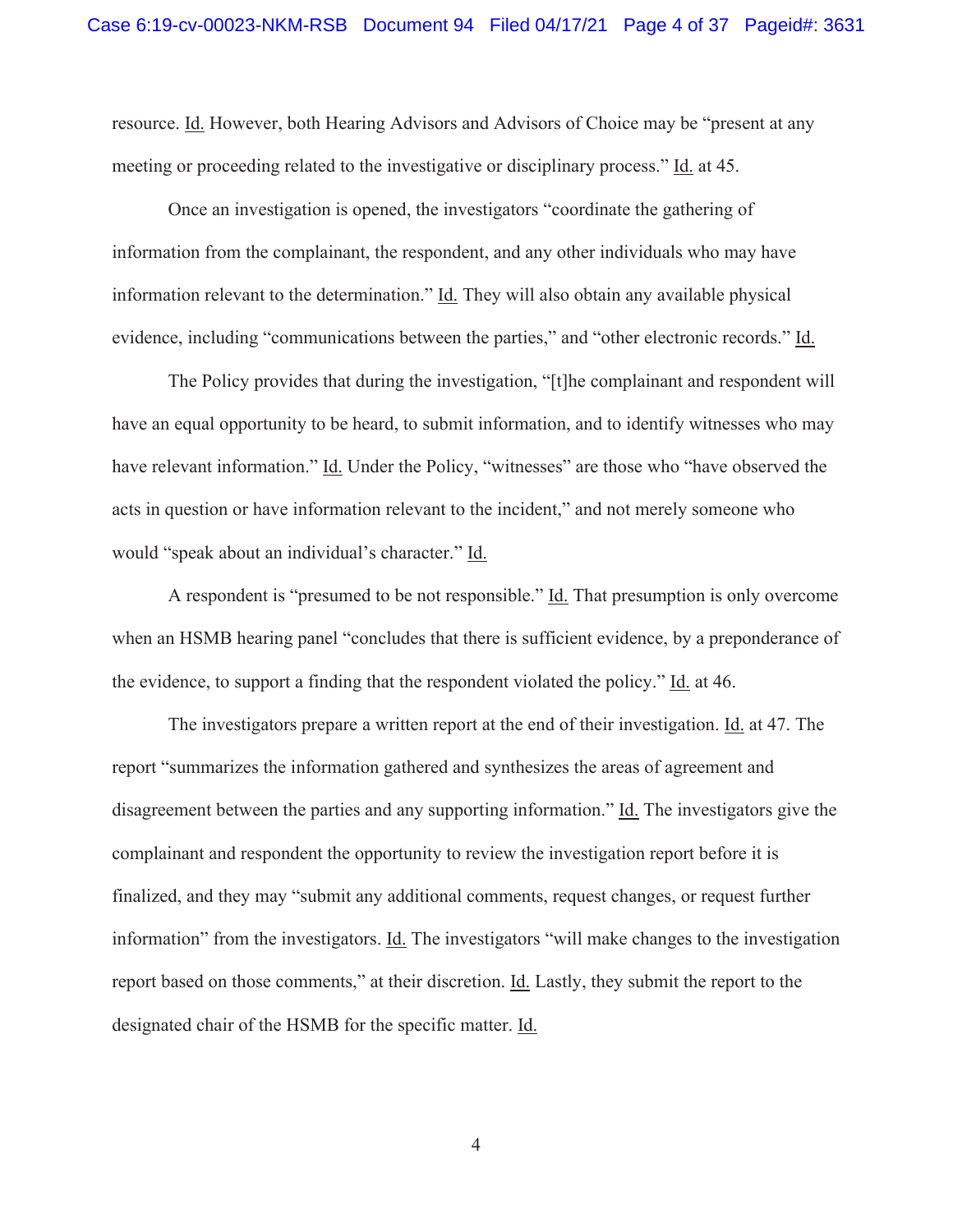resource. Id. However, both Hearing Advisors and Advisors of Choice may be "present at any meeting or proceeding related to the investigative or disciplinary process." Id. at 45.

Once an investigation is opened, the investigators "coordinate the gathering of information from the complainant, the respondent, and any other individuals who may have information relevant to the determination." Id. They will also obtain any available physical evidence, including "communications between the parties," and "other electronic records." Id.

The Policy provides that during the investigation, "[t]he complainant and respondent will have an equal opportunity to be heard, to submit information, and to identify witnesses who may have relevant information." Id. Under the Policy, "witnesses" are those who "have observed the acts in question or have information relevant to the incident," and not merely someone who would "speak about an individual's character." Id.

A respondent is "presumed to be not responsible." Id. That presumption is only overcome when an HSMB hearing panel "concludes that there is sufficient evidence, by a preponderance of the evidence, to support a finding that the respondent violated the policy." Id. at 46.

The investigators prepare a written report at the end of their investigation. Id. at 47. The report "summarizes the information gathered and synthesizes the areas of agreement and disagreement between the parties and any supporting information." Id. The investigators give the complainant and respondent the opportunity to review the investigation report before it is finalized, and they may "submit any additional comments, request changes, or request further information" from the investigators. Id. The investigators "will make changes to the investigation report based on those comments," at their discretion. Id. Lastly, they submit the report to the designated chair of the HSMB for the specific matter. Id.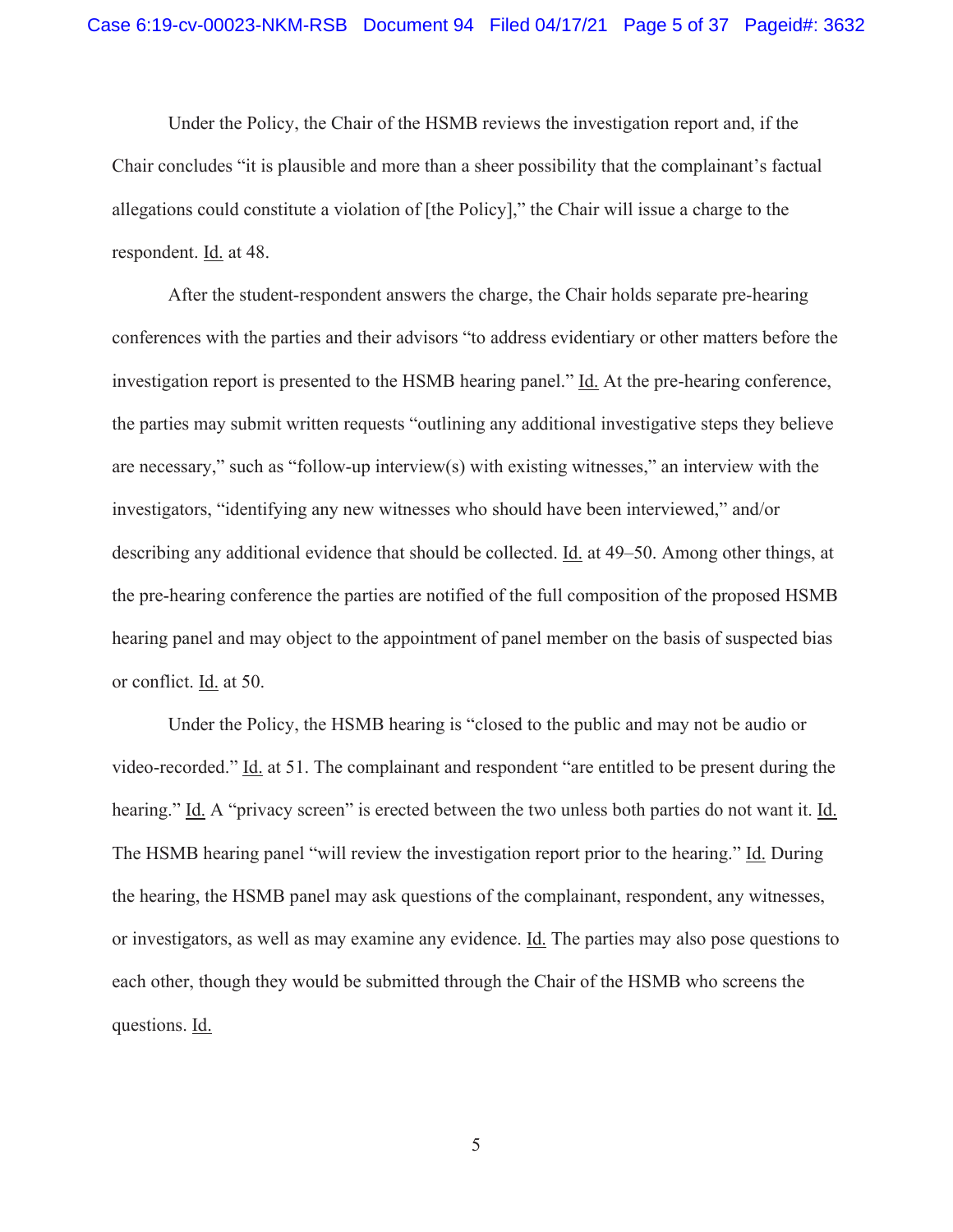Under the Policy, the Chair of the HSMB reviews the investigation report and, if the Chair concludes "it is plausible and more than a sheer possibility that the complainant's factual allegations could constitute a violation of [the Policy]," the Chair will issue a charge to the respondent. Id. at 48.

After the student-respondent answers the charge, the Chair holds separate pre-hearing conferences with the parties and their advisors "to address evidentiary or other matters before the investigation report is presented to the HSMB hearing panel." Id. At the pre-hearing conference, the parties may submit written requests "outlining any additional investigative steps they believe are necessary," such as "follow-up interview(s) with existing witnesses," an interview with the investigators, "identifying any new witnesses who should have been interviewed," and/or describing any additional evidence that should be collected. Id. at 49–50. Among other things, at the pre-hearing conference the parties are notified of the full composition of the proposed HSMB hearing panel and may object to the appointment of panel member on the basis of suspected bias or conflict. Id. at 50.

Under the Policy, the HSMB hearing is "closed to the public and may not be audio or video-recorded." Id. at 51. The complainant and respondent "are entitled to be present during the hearing." Id. A "privacy screen" is erected between the two unless both parties do not want it. Id. The HSMB hearing panel "will review the investigation report prior to the hearing." Id. During the hearing, the HSMB panel may ask questions of the complainant, respondent, any witnesses, or investigators, as well as may examine any evidence. Id. The parties may also pose questions to each other, though they would be submitted through the Chair of the HSMB who screens the questions. Id.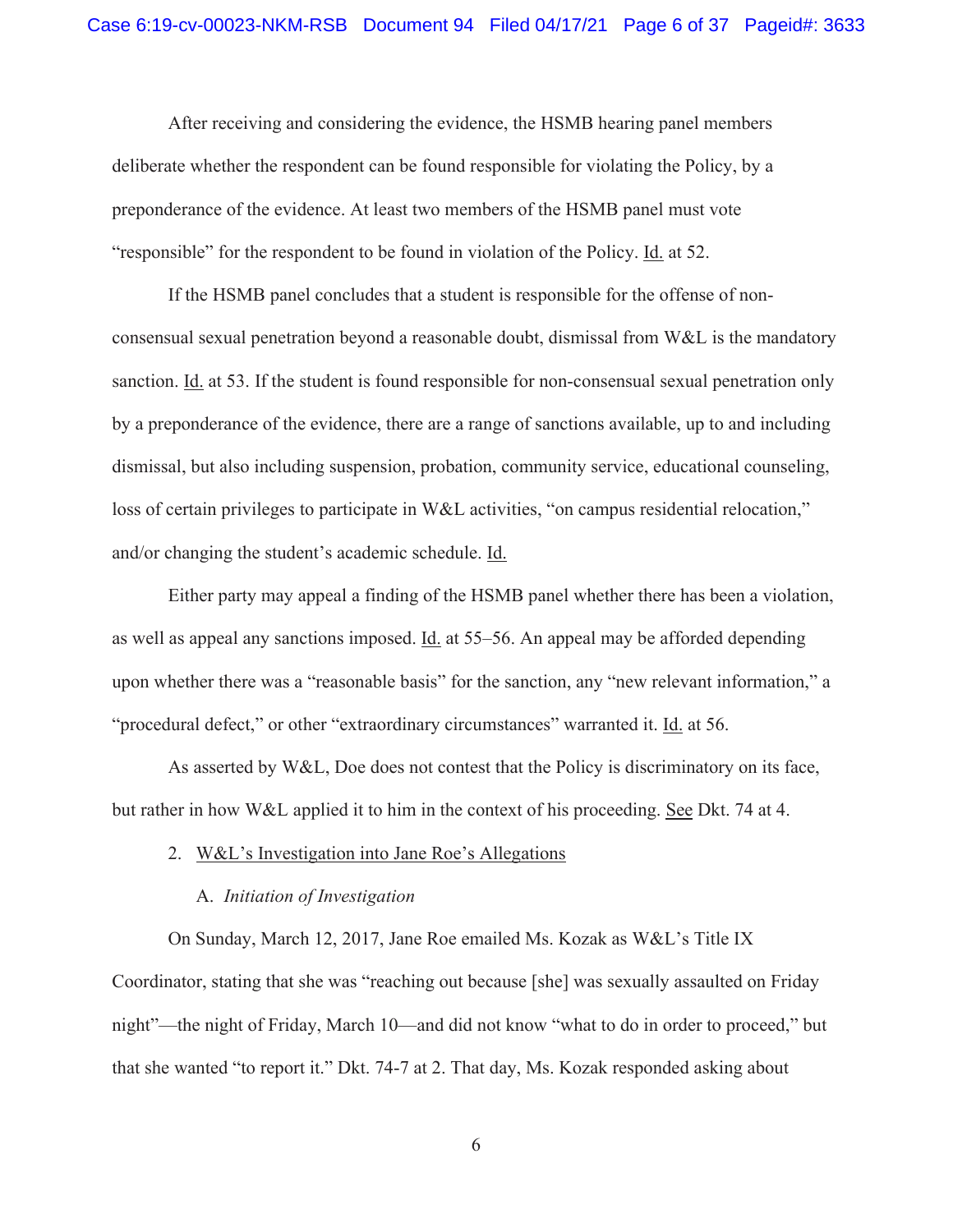After receiving and considering the evidence, the HSMB hearing panel members deliberate whether the respondent can be found responsible for violating the Policy, by a preponderance of the evidence. At least two members of the HSMB panel must vote "responsible" for the respondent to be found in violation of the Policy. Id. at 52.

If the HSMB panel concludes that a student is responsible for the offense of non-consensual sexual penetration beyond a reasonable doubt, dismissal from W&L is the mandatory sanction. Id. at 53. If the student is found responsible for non-consensual sexual penetration only by a preponderance of the evidence, there are a range of sanctions available, up to and including dismissal, but also including suspension, probation, community service, educational counseling, loss of certain privileges to participate in W&L activities, "on campus residential relocation," and/or changing the student's academic schedule. Id.

Either party may appeal a finding of the HSMB panel whether there has been a violation, as well as appeal any sanctions imposed. Id. at 55–56. An appeal may be afforded depending upon whether there was a "reasonable basis" for the sanction, any "new relevant information," a "procedural defect," or other "extraordinary circumstances" warranted it. Id. at 56.

As asserted by W&L, Doe does not contest that the Policy is discriminatory on its face, but rather in how W&L applied it to him in the context of his proceeding. See Dkt. 74 at 4.

2. W&L's Investigation into Jane Roe's Allegations

A. *Initiation of Investigation*

On Sunday, March 12, 2017, Jane Roe emailed Ms. Kozak as W&L's Title IX Coordinator, stating that she was "reaching out because [she] was sexually assaulted on Friday night"—the night of Friday, March 10—and did not know "what to do in order to proceed," but that she wanted "to report it." Dkt. 74-7 at 2. That day, Ms. Kozak responded asking about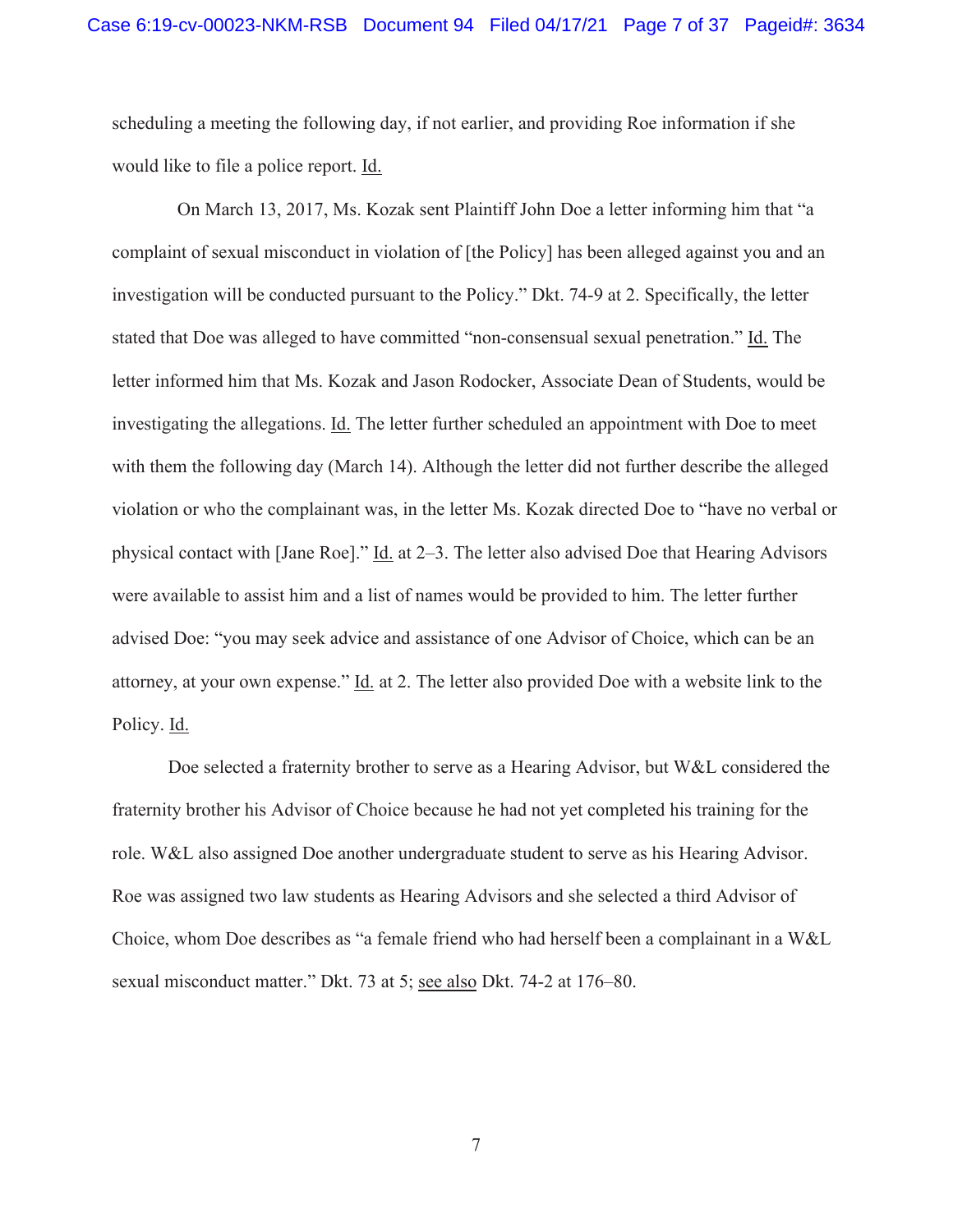scheduling a meeting the following day, if not earlier, and providing Roe information if she would like to file a police report. Id.

On March 13, 2017, Ms. Kozak sent Plaintiff John Doe a letter informing him that "a complaint of sexual misconduct in violation of [the Policy] has been alleged against you and an investigation will be conducted pursuant to the Policy." Dkt. 74-9 at 2. Specifically, the letter stated that Doe was alleged to have committed "non-consensual sexual penetration." Id. The letter informed him that Ms. Kozak and Jason Rodocker, Associate Dean of Students, would be investigating the allegations. Id. The letter further scheduled an appointment with Doe to meet with them the following day (March 14). Although the letter did not further describe the alleged violation or who the complainant was, in the letter Ms. Kozak directed Doe to "have no verbal or physical contact with [Jane Roe]." Id. at 2–3. The letter also advised Doe that Hearing Advisors were available to assist him and a list of names would be provided to him. The letter further advised Doe: "you may seek advice and assistance of one Advisor of Choice, which can be an attorney, at your own expense." Id. at 2. The letter also provided Doe with a website link to the Policy. Id.

Doe selected a fraternity brother to serve as a Hearing Advisor, but W&L considered the fraternity brother his Advisor of Choice because he had not yet completed his training for the role. W&L also assigned Doe another undergraduate student to serve as his Hearing Advisor. Roe was assigned two law students as Hearing Advisors and she selected a third Advisor of Choice, whom Doe describes as "a female friend who had herself been a complainant in a W&L sexual misconduct matter." Dkt. 73 at 5; see also Dkt. 74-2 at 176–80.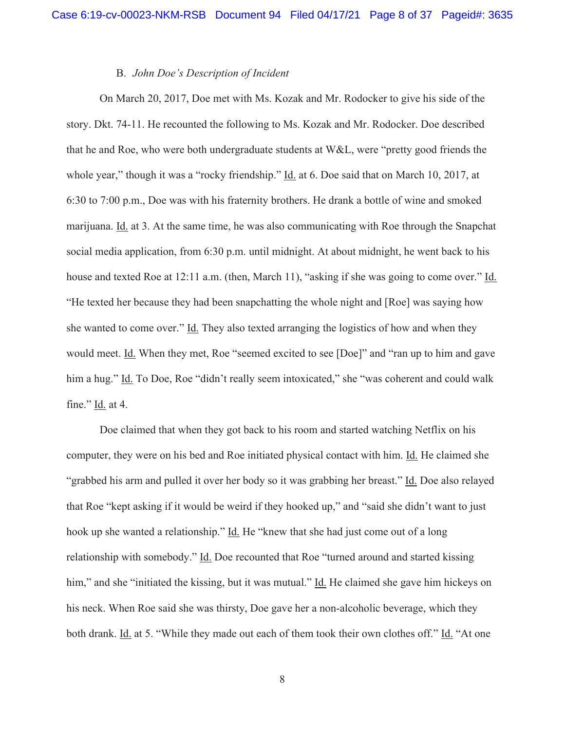### B. *John Doe's Description of Incident*

On March 20, 2017, Doe met with Ms. Kozak and Mr. Rodocker to give his side of the story. Dkt. 74-11. He recounted the following to Ms. Kozak and Mr. Rodocker. Doe described that he and Roe, who were both undergraduate students at W&L, were "pretty good friends the whole year," though it was a "rocky friendship." Id. at 6. Doe said that on March 10, 2017, at 6:30 to 7:00 p.m., Doe was with his fraternity brothers. He drank a bottle of wine and smoked marijuana. Id. at 3. At the same time, he was also communicating with Roe through the Snapchat social media application, from 6:30 p.m. until midnight. At about midnight, he went back to his house and texted Roe at 12:11 a.m. (then, March 11), "asking if she was going to come over." Id. "He texted her because they had been snapchatting the whole night and [Roe] was saying how she wanted to come over." Id. They also texted arranging the logistics of how and when they would meet. Id. When they met, Roe "seemed excited to see [Doe]" and "ran up to him and gave him a hug." Id. To Doe, Roe "didn't really seem intoxicated," she "was coherent and could walk fine." Id. at 4.

Doe claimed that when they got back to his room and started watching Netflix on his computer, they were on his bed and Roe initiated physical contact with him. Id. He claimed she "grabbed his arm and pulled it over her body so it was grabbing her breast." Id. Doe also relayed that Roe "kept asking if it would be weird if they hooked up," and "said she didn't want to just hook up she wanted a relationship." Id. He "knew that she had just come out of a long relationship with somebody." Id. Doe recounted that Roe "turned around and started kissing him," and she "initiated the kissing, but it was mutual." Id. He claimed she gave him hickeys on his neck. When Roe said she was thirsty, Doe gave her a non-alcoholic beverage, which they both drank. Id. at 5. "While they made out each of them took their own clothes off." Id. "At one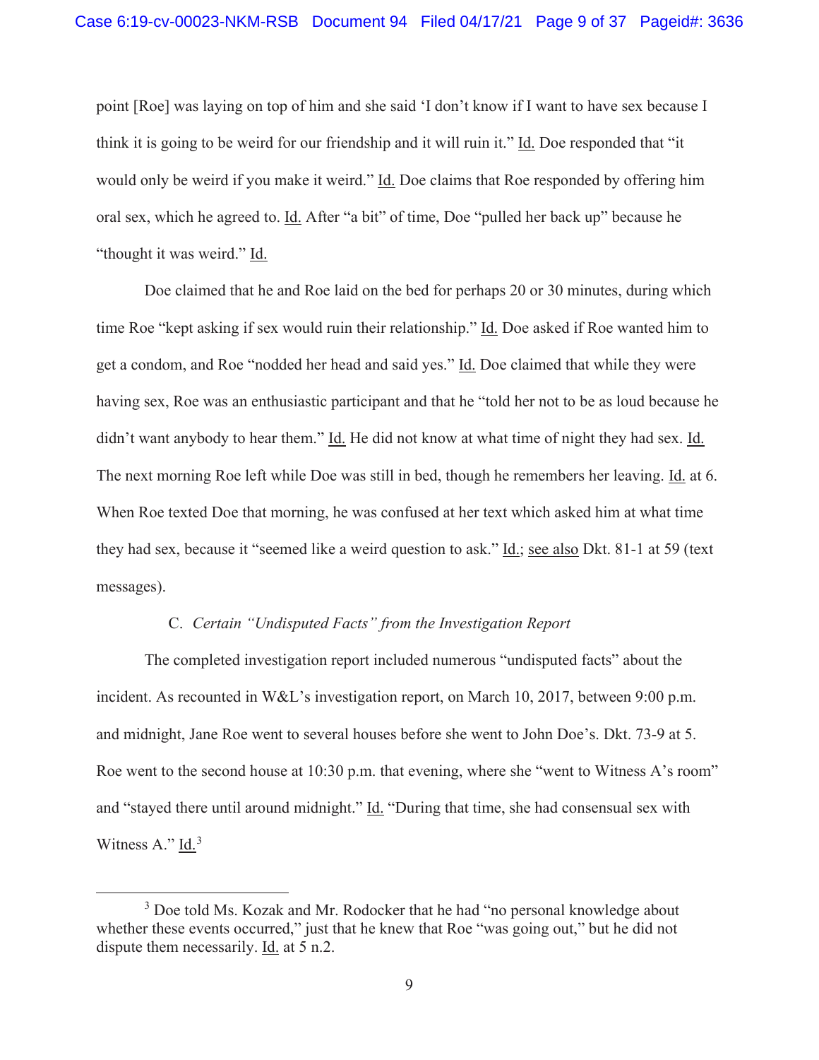point [Roe] was laying on top of him and she said 'I don't know if I want to have sex because I think it is going to be weird for our friendship and it will ruin it." Id. Doe responded that "it would only be weird if you make it weird." Id. Doe claims that Roe responded by offering him oral sex, which he agreed to. Id. After "a bit" of time, Doe "pulled her back up" because he "thought it was weird." Id.

Doe claimed that he and Roe laid on the bed for perhaps 20 or 30 minutes, during which time Roe "kept asking if sex would ruin their relationship." Id. Doe asked if Roe wanted him to get a condom, and Roe "nodded her head and said yes." Id. Doe claimed that while they were having sex, Roe was an enthusiastic participant and that he "told her not to be as loud because he didn't want anybody to hear them." Id. He did not know at what time of night they had sex. Id. The next morning Roe left while Doe was still in bed, though he remembers her leaving. Id. at 6. When Roe texted Doe that morning, he was confused at her text which asked him at what time they had sex, because it "seemed like a weird question to ask." Id.; see also Dkt. 81-1 at 59 (text messages).

### C. *Certain "Undisputed Facts" from the Investigation Report*

The completed investigation report included numerous "undisputed facts" about the incident. As recounted in W&L's investigation report, on March 10, 2017, between 9:00 p.m. and midnight, Jane Roe went to several houses before she went to John Doe's. Dkt. 73-9 at 5. Roe went to the second house at 10:30 p.m. that evening, where she "went to Witness A's room" and "stayed there until around midnight." Id. "During that time, she had consensual sex with Witness A." Id.[3]

---

[3] Doe told Ms. Kozak and Mr. Rodocker that he had "no personal knowledge about whether these events occurred," just that he knew that Roe "was going out," but he did not dispute them necessarily. Id. at 5 n.2.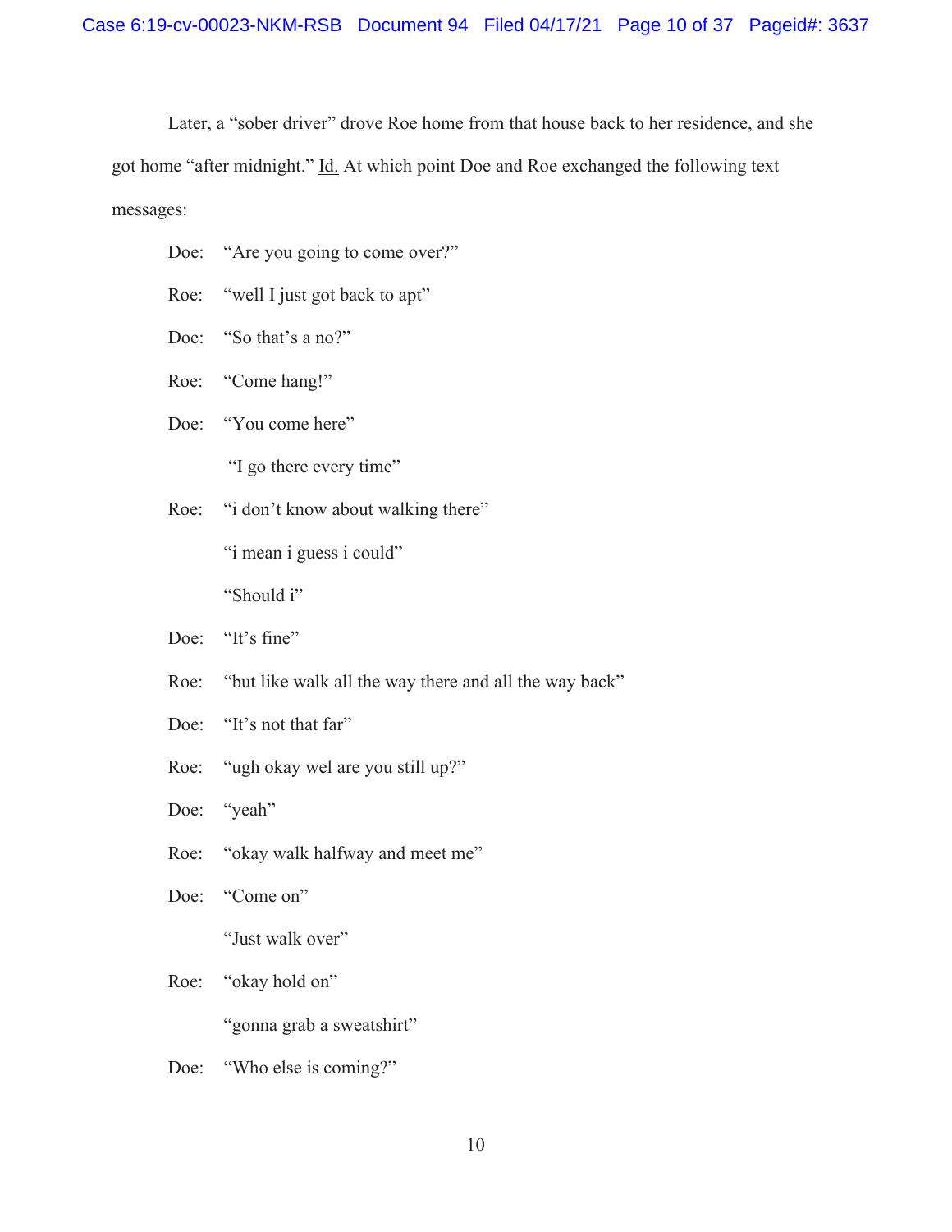Later, a "sober driver" drove Roe home from that house back to her residence, and she got home "after midnight." Id. At which point Doe and Roe exchanged the following text messages:

Doe: "Are you going to come over?"

Roe: "well I just got back to apt"

Doe: "So that's a no?"

Roe: "Come hang!"

Doe: "You come here"

"I go there every time"

Roe: "i don't know about walking there"

"i mean i guess i could"

"Should i"

Doe: "It's fine"

Roe: "but like walk all the way there and all the way back"

Doe: "It's not that far"

Roe: "ugh okay wel are you still up?"

Doe: "yeah"

Roe: "okay walk halfway and meet me"

Doe: "Come on"

"Just walk over"

Roe: "okay hold on"

"gonna grab a sweatshirt"

Doe: "Who else is coming?"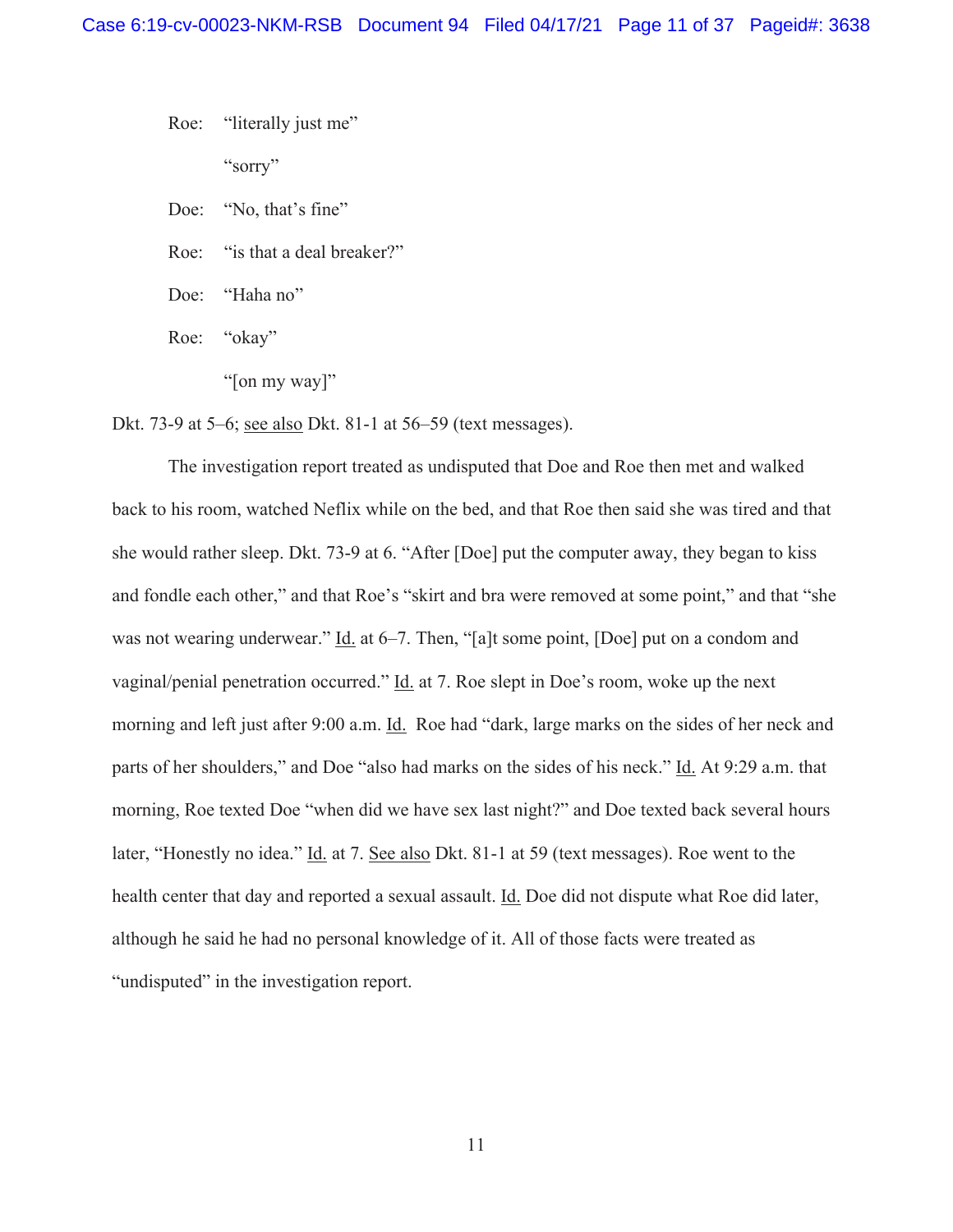Roe: "literally just me"

"sorry"

Doe: "No, that's fine"

Roe: "is that a deal breaker?"

Doe: "Haha no"

Roe: "okay"

"[on my way]"

Dkt. 73-9 at 5–6; see also Dkt. 81-1 at 56–59 (text messages).

The investigation report treated as undisputed that Doe and Roe then met and walked back to his room, watched Neflix while on the bed, and that Roe then said she was tired and that she would rather sleep. Dkt. 73-9 at 6. "After [Doe] put the computer away, they began to kiss and fondle each other," and that Roe's "skirt and bra were removed at some point," and that "she was not wearing underwear." Id. at 6–7. Then, "[a]t some point, [Doe] put on a condom and vaginal/penial penetration occurred." Id. at 7. Roe slept in Doe's room, woke up the next morning and left just after 9:00 a.m. Id. Roe had "dark, large marks on the sides of her neck and parts of her shoulders," and Doe "also had marks on the sides of his neck." Id. At 9:29 a.m. that morning, Roe texted Doe "when did we have sex last night?" and Doe texted back several hours later, "Honestly no idea." Id. at 7. See also Dkt. 81-1 at 59 (text messages). Roe went to the health center that day and reported a sexual assault. Id. Doe did not dispute what Roe did later, although he said he had no personal knowledge of it. All of those facts were treated as "undisputed" in the investigation report.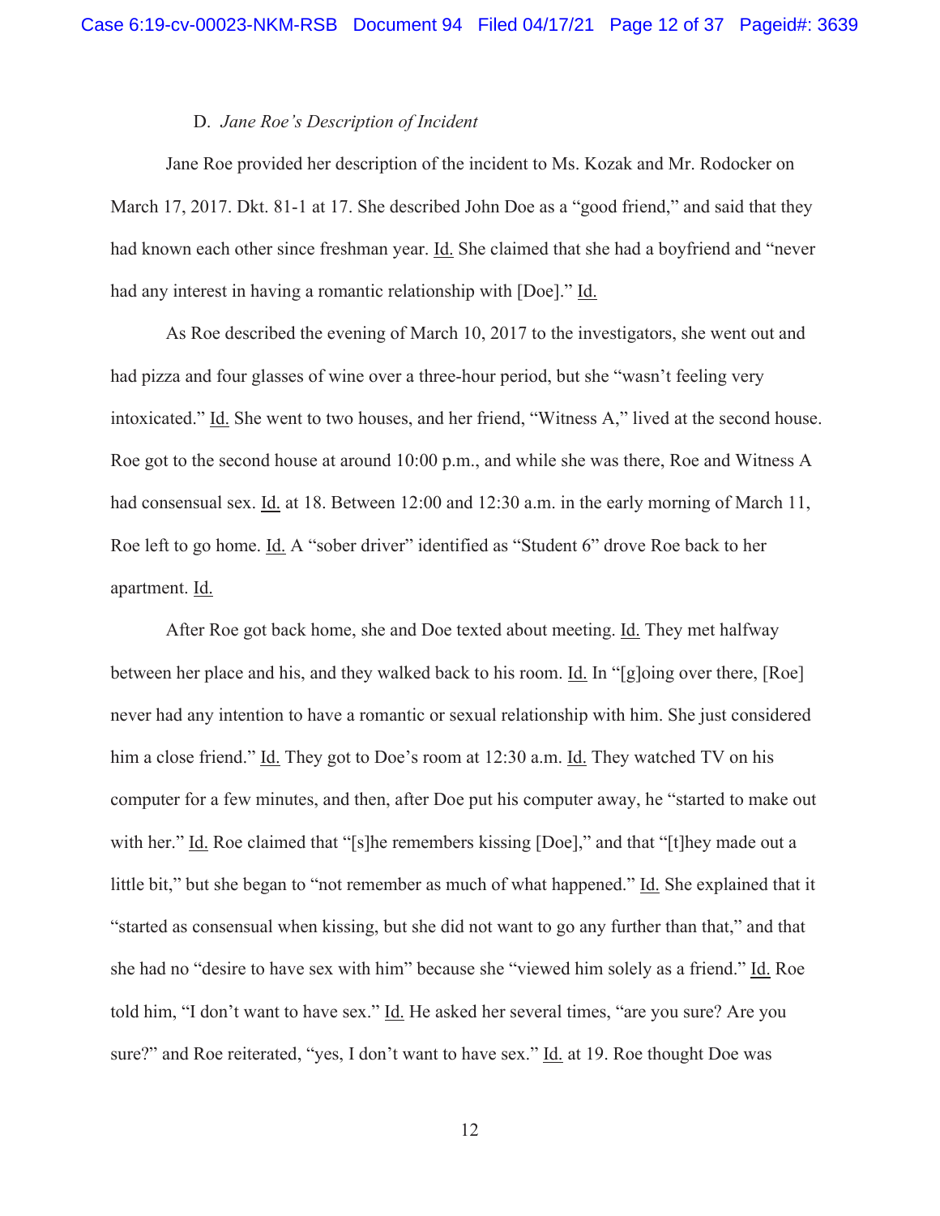### D. *Jane Roe's Description of Incident*

Jane Roe provided her description of the incident to Ms. Kozak and Mr. Rodocker on March 17, 2017. Dkt. 81-1 at 17. She described John Doe as a "good friend," and said that they had known each other since freshman year. Id. She claimed that she had a boyfriend and "never had any interest in having a romantic relationship with [Doe]." Id.

As Roe described the evening of March 10, 2017 to the investigators, she went out and had pizza and four glasses of wine over a three-hour period, but she "wasn't feeling very intoxicated." Id. She went to two houses, and her friend, "Witness A," lived at the second house. Roe got to the second house at around 10:00 p.m., and while she was there, Roe and Witness A had consensual sex. Id. at 18. Between 12:00 and 12:30 a.m. in the early morning of March 11, Roe left to go home. Id. A "sober driver" identified as "Student 6" drove Roe back to her apartment. Id.

After Roe got back home, she and Doe texted about meeting. Id. They met halfway between her place and his, and they walked back to his room. Id. In "[g]oing over there, [Roe] never had any intention to have a romantic or sexual relationship with him. She just considered him a close friend." Id. They got to Doe's room at 12:30 a.m. Id. They watched TV on his computer for a few minutes, and then, after Doe put his computer away, he "started to make out with her." Id. Roe claimed that "[s]he remembers kissing [Doe]," and that "[t]hey made out a little bit," but she began to "not remember as much of what happened." Id. She explained that it "started as consensual when kissing, but she did not want to go any further than that," and that she had no "desire to have sex with him" because she "viewed him solely as a friend." Id. Roe told him, "I don't want to have sex." Id. He asked her several times, "are you sure? Are you sure?" and Roe reiterated, "yes, I don't want to have sex." Id. at 19. Roe thought Doe was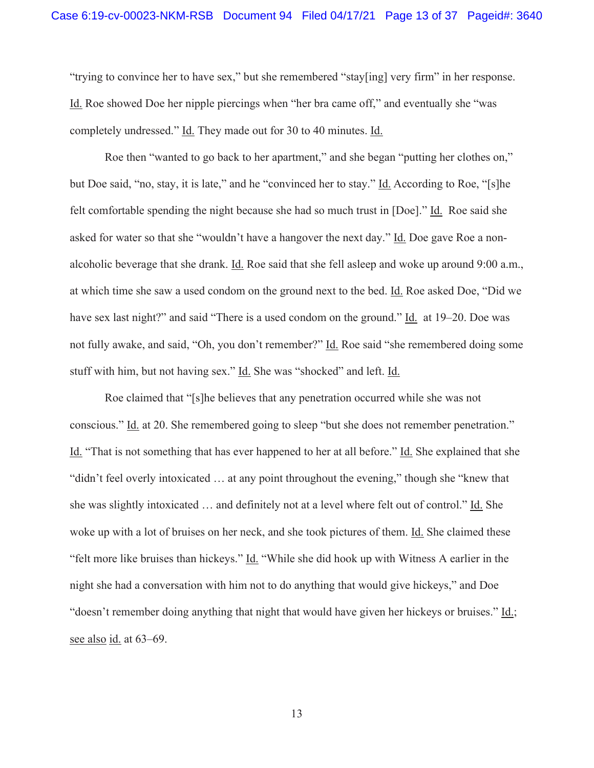"trying to convince her to have sex," but she remembered "stay[ing] very firm" in her response. Id. Roe showed Doe her nipple piercings when "her bra came off," and eventually she "was completely undressed." Id. They made out for 30 to 40 minutes. Id.

Roe then "wanted to go back to her apartment," and she began "putting her clothes on," but Doe said, "no, stay, it is late," and he "convinced her to stay." Id. According to Roe, "[s]he felt comfortable spending the night because she had so much trust in [Doe]." Id. Roe said she asked for water so that she "wouldn't have a hangover the next day." Id. Doe gave Roe a non-alcoholic beverage that she drank. Id. Roe said that she fell asleep and woke up around 9:00 a.m., at which time she saw a used condom on the ground next to the bed. Id. Roe asked Doe, "Did we have sex last night?" and said "There is a used condom on the ground." Id. at 19–20. Doe was not fully awake, and said, "Oh, you don't remember?" Id. Roe said "she remembered doing some stuff with him, but not having sex." Id. She was "shocked" and left. Id.

Roe claimed that "[s]he believes that any penetration occurred while she was not conscious." Id. at 20. She remembered going to sleep "but she does not remember penetration." Id. "That is not something that has ever happened to her at all before." Id. She explained that she "didn't feel overly intoxicated … at any point throughout the evening," though she "knew that she was slightly intoxicated … and definitely not at a level where felt out of control." Id. She woke up with a lot of bruises on her neck, and she took pictures of them. Id. She claimed these "felt more like bruises than hickeys." Id. "While she did hook up with Witness A earlier in the night she had a conversation with him not to do anything that would give hickeys," and Doe "doesn't remember doing anything that night that would have given her hickeys or bruises." Id.; see also id. at 63–69.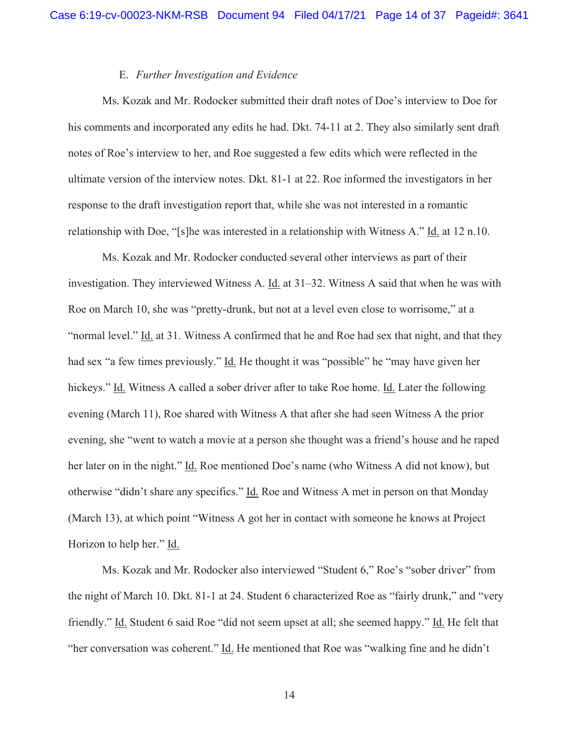### E. *Further Investigation and Evidence*

Ms. Kozak and Mr. Rodocker submitted their draft notes of Doe's interview to Doe for his comments and incorporated any edits he had. Dkt. 74-11 at 2. They also similarly sent draft notes of Roe's interview to her, and Roe suggested a few edits which were reflected in the ultimate version of the interview notes. Dkt. 81-1 at 22. Roe informed the investigators in her response to the draft investigation report that, while she was not interested in a romantic relationship with Doe, "[s]he was interested in a relationship with Witness A." Id. at 12 n.10.

Ms. Kozak and Mr. Rodocker conducted several other interviews as part of their investigation. They interviewed Witness A. Id. at 31–32. Witness A said that when he was with Roe on March 10, she was "pretty-drunk, but not at a level even close to worrisome," at a "normal level." Id. at 31. Witness A confirmed that he and Roe had sex that night, and that they had sex "a few times previously." Id. He thought it was "possible" he "may have given her hickeys." Id. Witness A called a sober driver after to take Roe home. Id. Later the following evening (March 11), Roe shared with Witness A that after she had seen Witness A the prior evening, she "went to watch a movie at a person she thought was a friend's house and he raped her later on in the night." Id. Roe mentioned Doe's name (who Witness A did not know), but otherwise "didn't share any specifics." Id. Roe and Witness A met in person on that Monday (March 13), at which point "Witness A got her in contact with someone he knows at Project Horizon to help her." Id.

Ms. Kozak and Mr. Rodocker also interviewed "Student 6," Roe's "sober driver" from the night of March 10. Dkt. 81-1 at 24. Student 6 characterized Roe as "fairly drunk," and "very friendly." Id. Student 6 said Roe "did not seem upset at all; she seemed happy." Id. He felt that "her conversation was coherent." Id. He mentioned that Roe was "walking fine and he didn't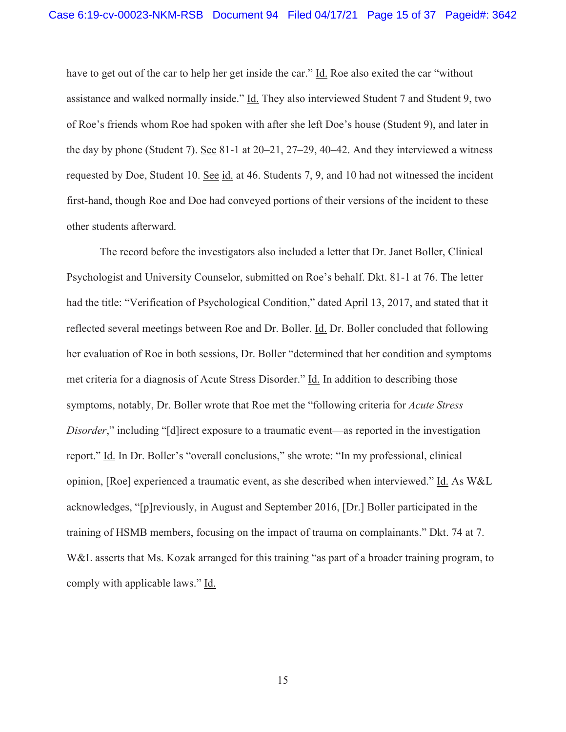have to get out of the car to help her get inside the car." Id. Roe also exited the car "without assistance and walked normally inside." Id. They also interviewed Student 7 and Student 9, two of Roe's friends whom Roe had spoken with after she left Doe's house (Student 9), and later in the day by phone (Student 7). See 81-1 at 20–21, 27–29, 40–42. And they interviewed a witness requested by Doe, Student 10. See id. at 46. Students 7, 9, and 10 had not witnessed the incident first-hand, though Roe and Doe had conveyed portions of their versions of the incident to these other students afterward.

The record before the investigators also included a letter that Dr. Janet Boller, Clinical Psychologist and University Counselor, submitted on Roe's behalf. Dkt. 81-1 at 76. The letter had the title: "Verification of Psychological Condition," dated April 13, 2017, and stated that it reflected several meetings between Roe and Dr. Boller. Id. Dr. Boller concluded that following her evaluation of Roe in both sessions, Dr. Boller "determined that her condition and symptoms met criteria for a diagnosis of Acute Stress Disorder." Id. In addition to describing those symptoms, notably, Dr. Boller wrote that Roe met the "following criteria for *Acute Stress Disorder*," including "[d]irect exposure to a traumatic event—as reported in the investigation report." Id. In Dr. Boller's "overall conclusions," she wrote: "In my professional, clinical opinion, [Roe] experienced a traumatic event, as she described when interviewed." Id. As W&L acknowledges, "[p]reviously, in August and September 2016, [Dr.] Boller participated in the training of HSMB members, focusing on the impact of trauma on complainants." Dkt. 74 at 7. W&L asserts that Ms. Kozak arranged for this training "as part of a broader training program, to comply with applicable laws." Id.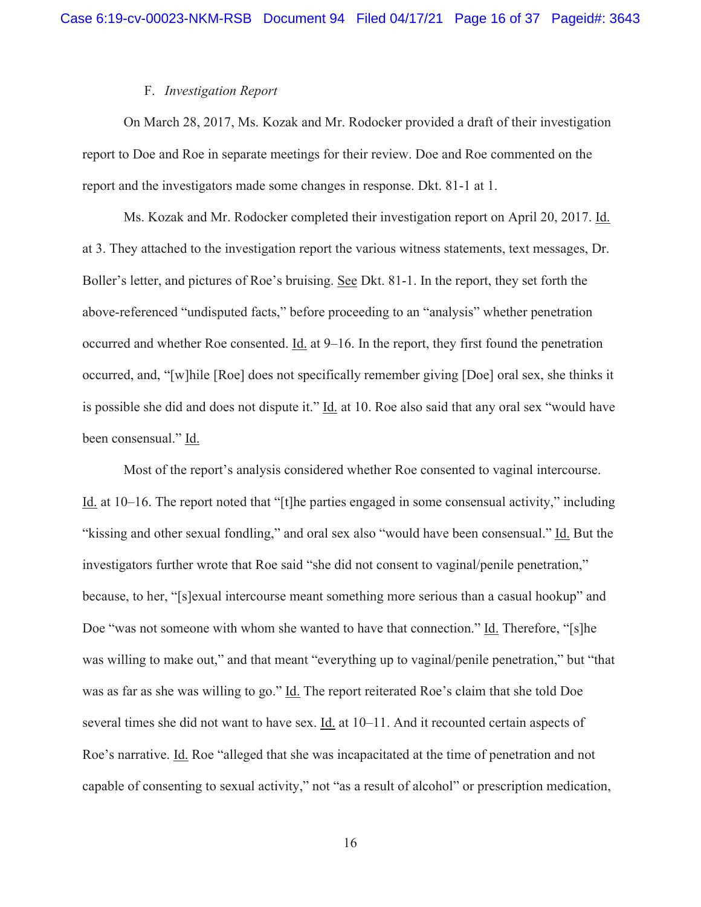F. *Investigation Report*

On March 28, 2017, Ms. Kozak and Mr. Rodocker provided a draft of their investigation report to Doe and Roe in separate meetings for their review. Doe and Roe commented on the report and the investigators made some changes in response. Dkt. 81-1 at 1.

Ms. Kozak and Mr. Rodocker completed their investigation report on April 20, 2017. Id. at 3. They attached to the investigation report the various witness statements, text messages, Dr. Boller's letter, and pictures of Roe's bruising. See Dkt. 81-1. In the report, they set forth the above-referenced "undisputed facts," before proceeding to an "analysis" whether penetration occurred and whether Roe consented. Id. at 9–16. In the report, they first found the penetration occurred, and, "[w]hile [Roe] does not specifically remember giving [Doe] oral sex, she thinks it is possible she did and does not dispute it." Id. at 10. Roe also said that any oral sex "would have been consensual." Id.

Most of the report's analysis considered whether Roe consented to vaginal intercourse. Id. at 10–16. The report noted that "[t]he parties engaged in some consensual activity," including "kissing and other sexual fondling," and oral sex also "would have been consensual." Id. But the investigators further wrote that Roe said "she did not consent to vaginal/penile penetration," because, to her, "[s]exual intercourse meant something more serious than a casual hookup" and Doe "was not someone with whom she wanted to have that connection." Id. Therefore, "[s]he was willing to make out," and that meant "everything up to vaginal/penile penetration," but "that was as far as she was willing to go." Id. The report reiterated Roe's claim that she told Doe several times she did not want to have sex. Id. at 10–11. And it recounted certain aspects of Roe's narrative. Id. Roe "alleged that she was incapacitated at the time of penetration and not capable of consenting to sexual activity," not "as a result of alcohol" or prescription medication,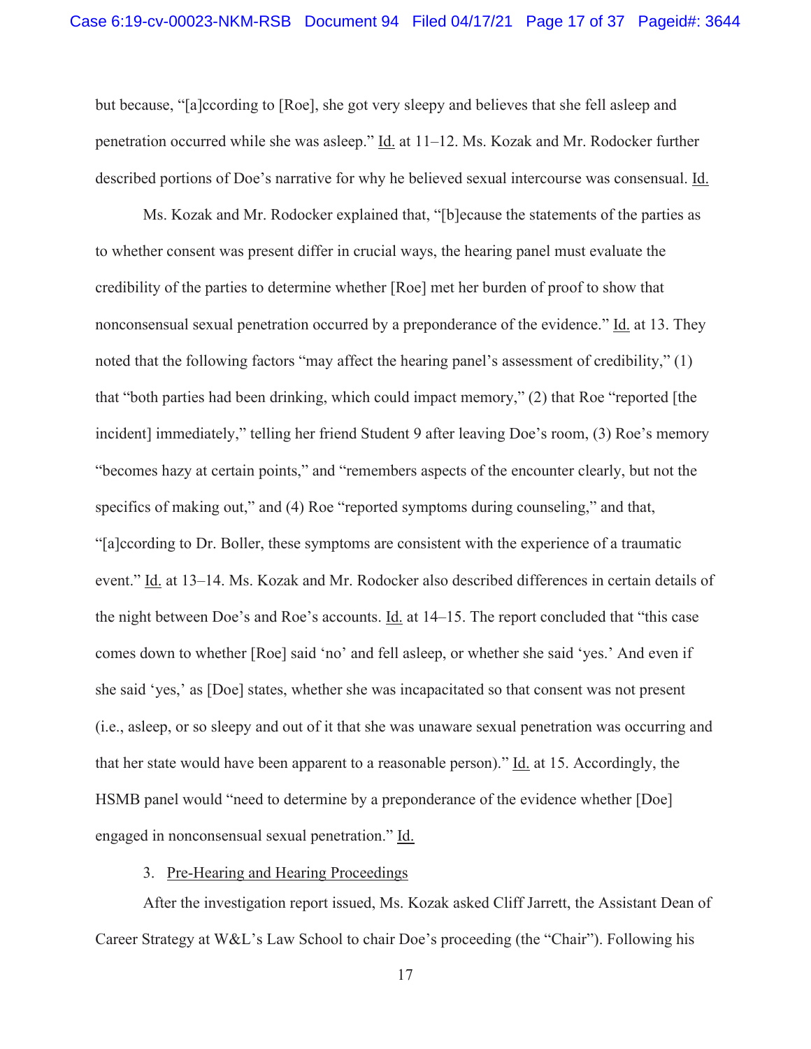but because, "[a]ccording to [Roe], she got very sleepy and believes that she fell asleep and penetration occurred while she was asleep." Id. at 11–12. Ms. Kozak and Mr. Rodocker further described portions of Doe's narrative for why he believed sexual intercourse was consensual. Id.

Ms. Kozak and Mr. Rodocker explained that, "[b]ecause the statements of the parties as to whether consent was present differ in crucial ways, the hearing panel must evaluate the credibility of the parties to determine whether [Roe] met her burden of proof to show that nonconsensual sexual penetration occurred by a preponderance of the evidence." Id. at 13. They noted that the following factors "may affect the hearing panel's assessment of credibility," (1) that "both parties had been drinking, which could impact memory," (2) that Roe "reported [the incident] immediately," telling her friend Student 9 after leaving Doe's room, (3) Roe's memory "becomes hazy at certain points," and "remembers aspects of the encounter clearly, but not the specifics of making out," and (4) Roe "reported symptoms during counseling," and that, "[a]ccording to Dr. Boller, these symptoms are consistent with the experience of a traumatic event." Id. at 13–14. Ms. Kozak and Mr. Rodocker also described differences in certain details of the night between Doe's and Roe's accounts. Id. at 14–15. The report concluded that "this case comes down to whether [Roe] said 'no' and fell asleep, or whether she said 'yes.' And even if she said 'yes,' as [Doe] states, whether she was incapacitated so that consent was not present (i.e., asleep, or so sleepy and out of it that she was unaware sexual penetration was occurring and that her state would have been apparent to a reasonable person)." Id. at 15. Accordingly, the HSMB panel would "need to determine by a preponderance of the evidence whether [Doe] engaged in nonconsensual sexual penetration." Id.

3. Pre-Hearing and Hearing Proceedings

After the investigation report issued, Ms. Kozak asked Cliff Jarrett, the Assistant Dean of Career Strategy at W&L's Law School to chair Doe's proceeding (the "Chair"). Following his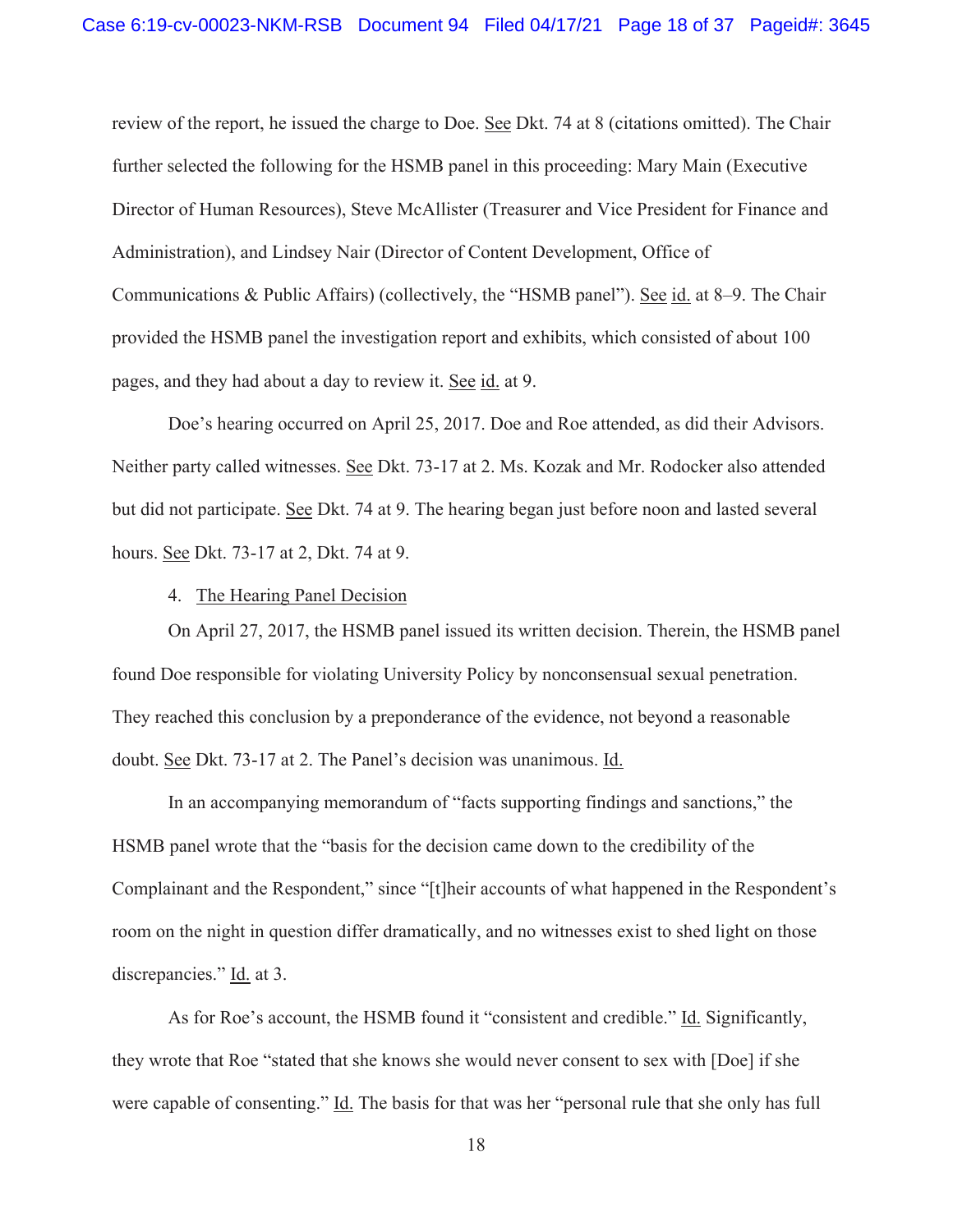review of the report, he issued the charge to Doe. See Dkt. 74 at 8 (citations omitted). The Chair further selected the following for the HSMB panel in this proceeding: Mary Main (Executive Director of Human Resources), Steve McAllister (Treasurer and Vice President for Finance and Administration), and Lindsey Nair (Director of Content Development, Office of Communications & Public Affairs) (collectively, the "HSMB panel"). See id. at 8–9. The Chair provided the HSMB panel the investigation report and exhibits, which consisted of about 100 pages, and they had about a day to review it. See id. at 9.

Doe's hearing occurred on April 25, 2017. Doe and Roe attended, as did their Advisors. Neither party called witnesses. See Dkt. 73-17 at 2. Ms. Kozak and Mr. Rodocker also attended but did not participate. See Dkt. 74 at 9. The hearing began just before noon and lasted several hours. See Dkt. 73-17 at 2, Dkt. 74 at 9.

4. The Hearing Panel Decision

On April 27, 2017, the HSMB panel issued its written decision. Therein, the HSMB panel found Doe responsible for violating University Policy by nonconsensual sexual penetration. They reached this conclusion by a preponderance of the evidence, not beyond a reasonable doubt. See Dkt. 73-17 at 2. The Panel's decision was unanimous. Id.

In an accompanying memorandum of "facts supporting findings and sanctions," the HSMB panel wrote that the "basis for the decision came down to the credibility of the Complainant and the Respondent," since "[t]heir accounts of what happened in the Respondent's room on the night in question differ dramatically, and no witnesses exist to shed light on those discrepancies." Id. at 3.

As for Roe's account, the HSMB found it "consistent and credible." Id. Significantly, they wrote that Roe "stated that she knows she would never consent to sex with [Doe] if she were capable of consenting." Id. The basis for that was her "personal rule that she only has full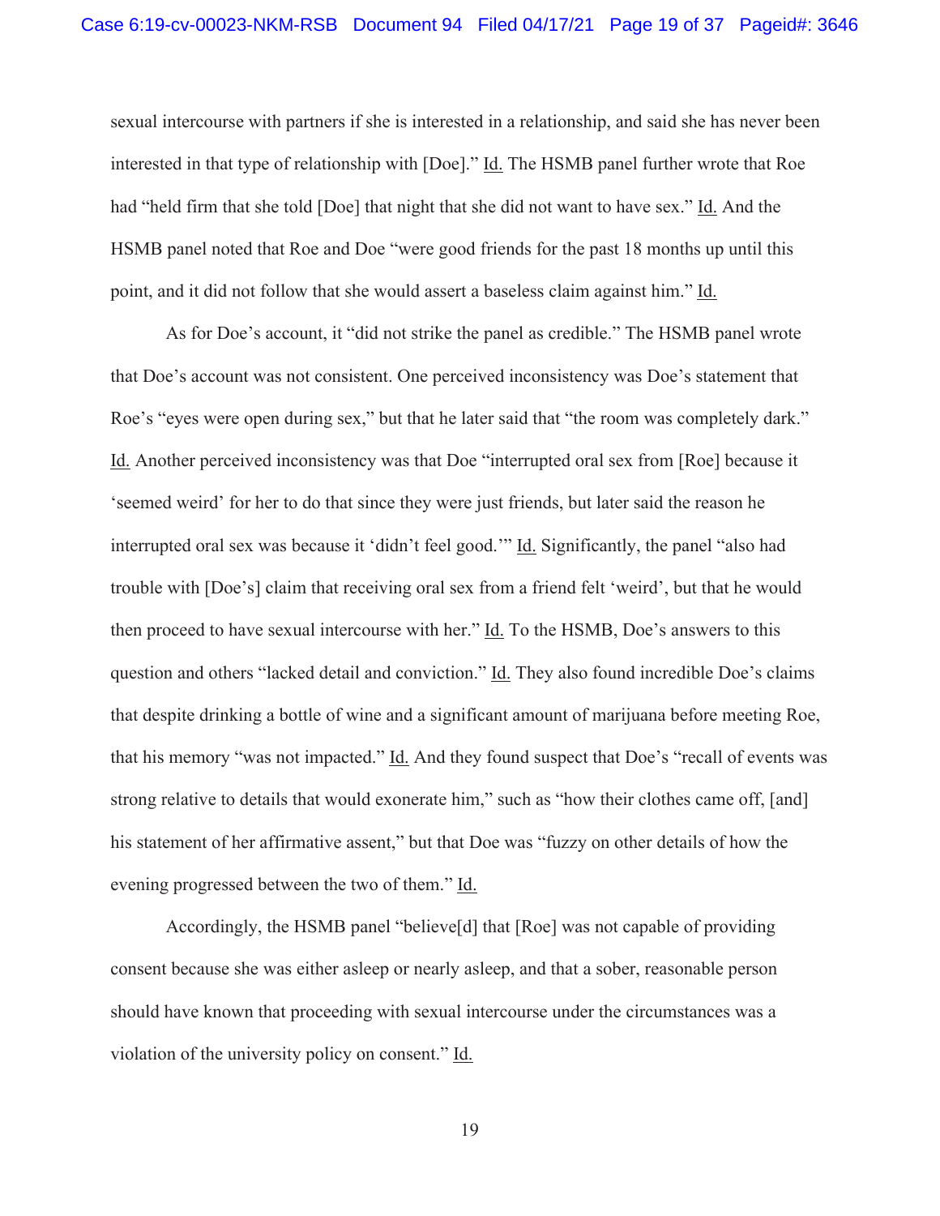sexual intercourse with partners if she is interested in a relationship, and said she has never been interested in that type of relationship with [Doe].” Id. The HSMB panel further wrote that Roe had “held firm that she told [Doe] that night that she did not want to have sex.” Id. And the HSMB panel noted that Roe and Doe “were good friends for the past 18 months up until this point, and it did not follow that she would assert a baseless claim against him.” Id.

As for Doe’s account, it “did not strike the panel as credible.” The HSMB panel wrote that Doe’s account was not consistent. One perceived inconsistency was Doe’s statement that Roe’s “eyes were open during sex,” but that he later said that “the room was completely dark.” Id. Another perceived inconsistency was that Doe “interrupted oral sex from [Roe] because it ‘seemed weird’ for her to do that since they were just friends, but later said the reason he interrupted oral sex was because it ‘didn’t feel good.’” Id. Significantly, the panel “also had trouble with [Doe’s] claim that receiving oral sex from a friend felt ‘weird’, but that he would then proceed to have sexual intercourse with her.” Id. To the HSMB, Doe’s answers to this question and others “lacked detail and conviction.” Id. They also found incredible Doe’s claims that despite drinking a bottle of wine and a significant amount of marijuana before meeting Roe, that his memory “was not impacted.” Id. And they found suspect that Doe’s “recall of events was strong relative to details that would exonerate him,” such as “how their clothes came off, [and] his statement of her affirmative assent,” but that Doe was “fuzzy on other details of how the evening progressed between the two of them.” Id.

Accordingly, the HSMB panel “believe[d] that [Roe] was not capable of providing consent because she was either asleep or nearly asleep, and that a sober, reasonable person should have known that proceeding with sexual intercourse under the circumstances was a violation of the university policy on consent.” Id.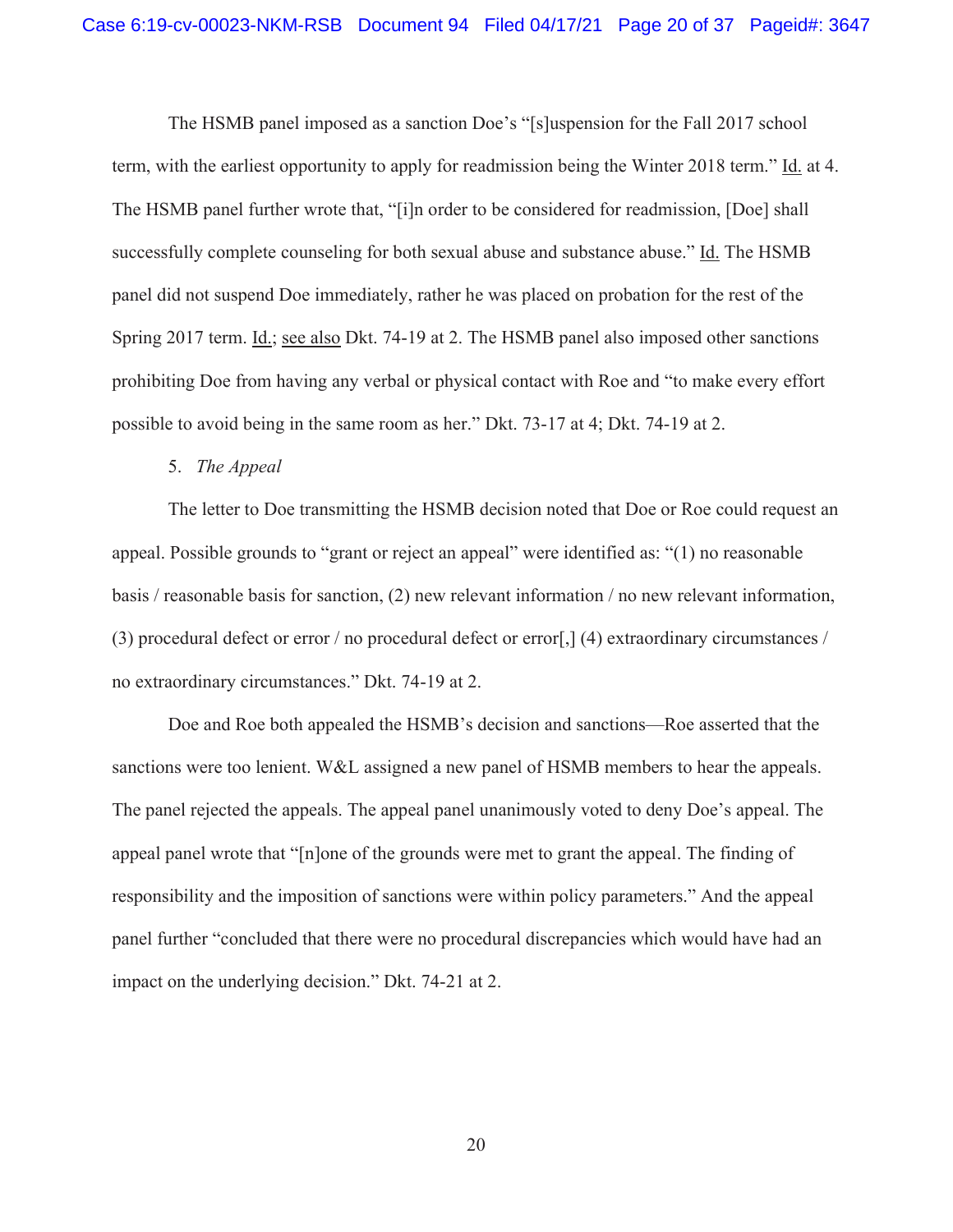The HSMB panel imposed as a sanction Doe's "[s]uspension for the Fall 2017 school term, with the earliest opportunity to apply for readmission being the Winter 2018 term." Id. at 4. The HSMB panel further wrote that, "[i]n order to be considered for readmission, [Doe] shall successfully complete counseling for both sexual abuse and substance abuse." Id. The HSMB panel did not suspend Doe immediately, rather he was placed on probation for the rest of the Spring 2017 term. Id.; see also Dkt. 74-19 at 2. The HSMB panel also imposed other sanctions prohibiting Doe from having any verbal or physical contact with Roe and "to make every effort possible to avoid being in the same room as her." Dkt. 73-17 at 4; Dkt. 74-19 at 2.

5. *The Appeal*

The letter to Doe transmitting the HSMB decision noted that Doe or Roe could request an appeal. Possible grounds to "grant or reject an appeal" were identified as: "(1) no reasonable basis / reasonable basis for sanction, (2) new relevant information / no new relevant information, (3) procedural defect or error / no procedural defect or error[,] (4) extraordinary circumstances / no extraordinary circumstances." Dkt. 74-19 at 2.

Doe and Roe both appealed the HSMB's decision and sanctions—Roe asserted that the sanctions were too lenient. W&L assigned a new panel of HSMB members to hear the appeals. The panel rejected the appeals. The appeal panel unanimously voted to deny Doe's appeal. The appeal panel wrote that "[n]one of the grounds were met to grant the appeal. The finding of responsibility and the imposition of sanctions were within policy parameters." And the appeal panel further "concluded that there were no procedural discrepancies which would have had an impact on the underlying decision." Dkt. 74-21 at 2.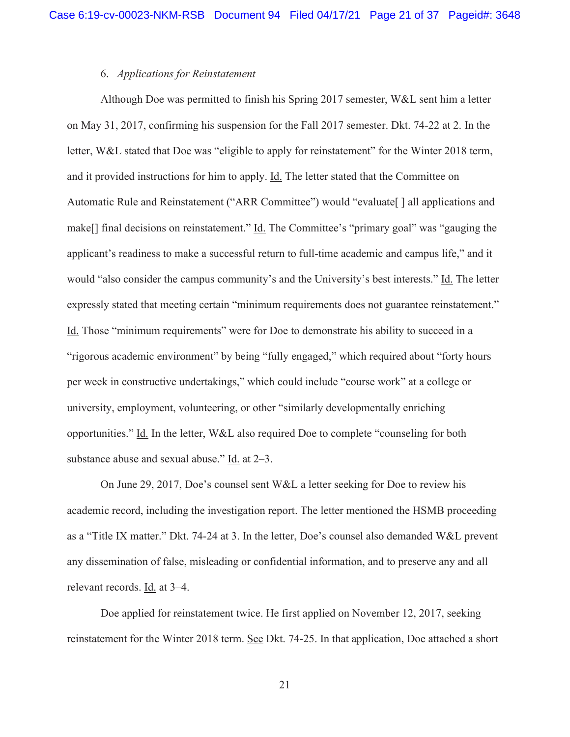6. *Applications for Reinstatement*

Although Doe was permitted to finish his Spring 2017 semester, W&L sent him a letter on May 31, 2017, confirming his suspension for the Fall 2017 semester. Dkt. 74-22 at 2. In the letter, W&L stated that Doe was "eligible to apply for reinstatement" for the Winter 2018 term, and it provided instructions for him to apply. Id. The letter stated that the Committee on Automatic Rule and Reinstatement ("ARR Committee") would "evaluate[ ] all applications and make[] final decisions on reinstatement." Id. The Committee's "primary goal" was "gauging the applicant's readiness to make a successful return to full-time academic and campus life," and it would "also consider the campus community's and the University's best interests." Id. The letter expressly stated that meeting certain "minimum requirements does not guarantee reinstatement." Id. Those "minimum requirements" were for Doe to demonstrate his ability to succeed in a "rigorous academic environment" by being "fully engaged," which required about "forty hours per week in constructive undertakings," which could include "course work" at a college or university, employment, volunteering, or other "similarly developmentally enriching opportunities." Id. In the letter, W&L also required Doe to complete "counseling for both substance abuse and sexual abuse." Id. at 2–3.

On June 29, 2017, Doe's counsel sent W&L a letter seeking for Doe to review his academic record, including the investigation report. The letter mentioned the HSMB proceeding as a "Title IX matter." Dkt. 74-24 at 3. In the letter, Doe's counsel also demanded W&L prevent any dissemination of false, misleading or confidential information, and to preserve any and all relevant records. Id. at 3–4.

Doe applied for reinstatement twice. He first applied on November 12, 2017, seeking reinstatement for the Winter 2018 term. See Dkt. 74-25. In that application, Doe attached a short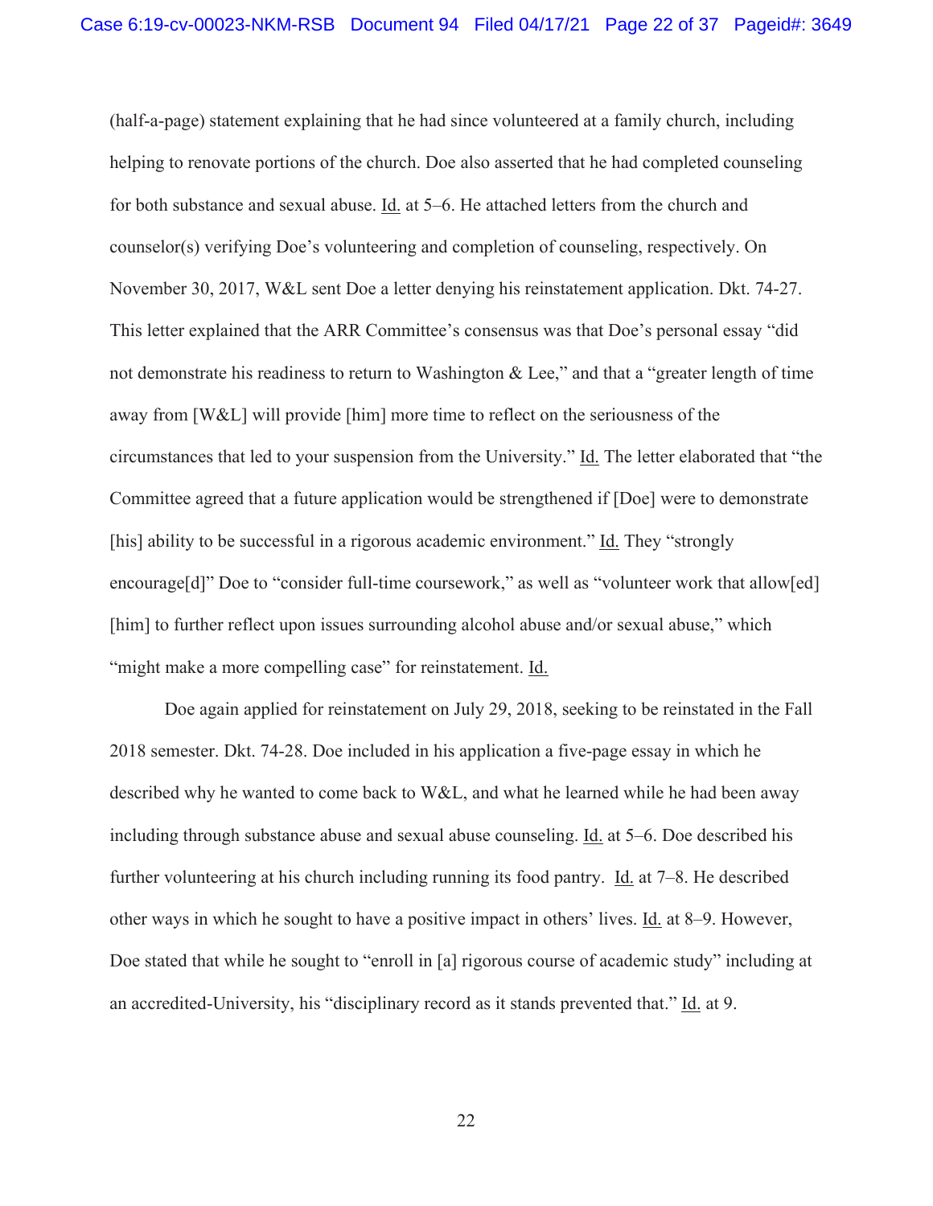(half-a-page) statement explaining that he had since volunteered at a family church, including helping to renovate portions of the church. Doe also asserted that he had completed counseling for both substance and sexual abuse. Id. at 5–6. He attached letters from the church and counselor(s) verifying Doe's volunteering and completion of counseling, respectively. On November 30, 2017, W&L sent Doe a letter denying his reinstatement application. Dkt. 74-27. This letter explained that the ARR Committee's consensus was that Doe's personal essay "did not demonstrate his readiness to return to Washington & Lee," and that a "greater length of time away from [W&L] will provide [him] more time to reflect on the seriousness of the circumstances that led to your suspension from the University." Id. The letter elaborated that "the Committee agreed that a future application would be strengthened if [Doe] were to demonstrate [his] ability to be successful in a rigorous academic environment." Id. They "strongly encourage[d]" Doe to "consider full-time coursework," as well as "volunteer work that allow[ed] [him] to further reflect upon issues surrounding alcohol abuse and/or sexual abuse," which "might make a more compelling case" for reinstatement. Id.

Doe again applied for reinstatement on July 29, 2018, seeking to be reinstated in the Fall 2018 semester. Dkt. 74-28. Doe included in his application a five-page essay in which he described why he wanted to come back to W&L, and what he learned while he had been away including through substance abuse and sexual abuse counseling. Id. at 5–6. Doe described his further volunteering at his church including running its food pantry. Id. at 7–8. He described other ways in which he sought to have a positive impact in others' lives. Id. at 8–9. However, Doe stated that while he sought to "enroll in [a] rigorous course of academic study" including at an accredited-University, his "disciplinary record as it stands prevented that." Id. at 9.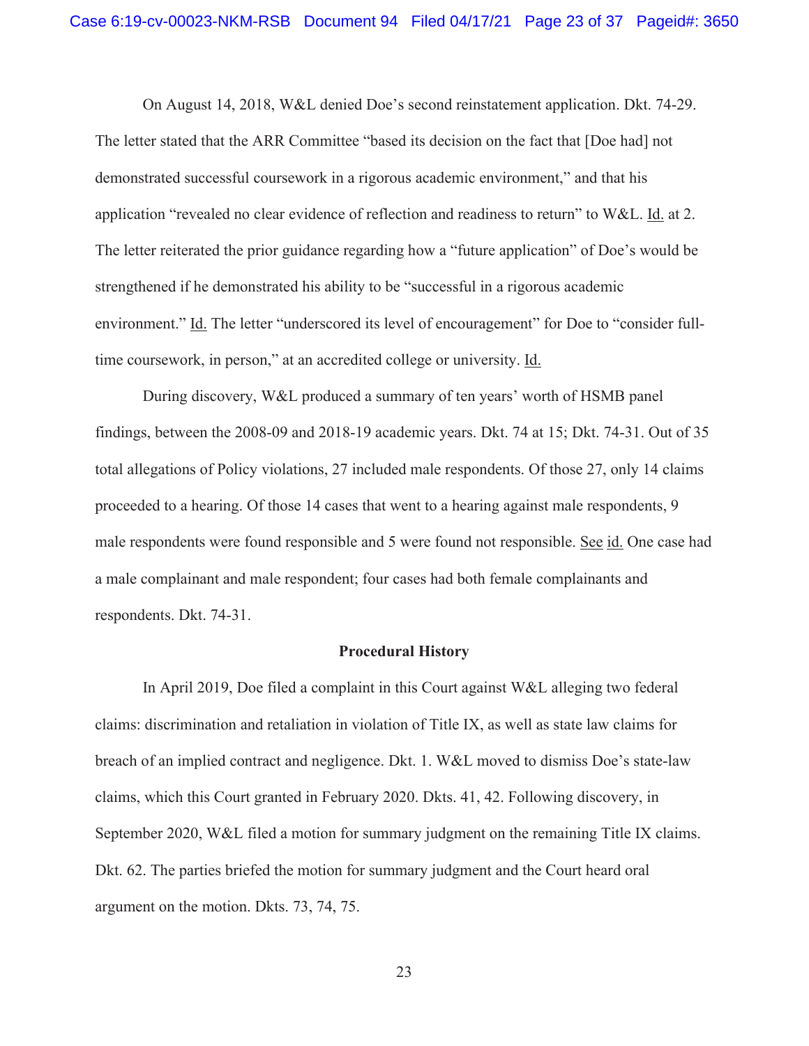On August 14, 2018, W&L denied Doe's second reinstatement application. Dkt. 74-29. The letter stated that the ARR Committee "based its decision on the fact that [Doe had] not demonstrated successful coursework in a rigorous academic environment," and that his application "revealed no clear evidence of reflection and readiness to return" to W&L. Id. at 2. The letter reiterated the prior guidance regarding how a "future application" of Doe's would be strengthened if he demonstrated his ability to be "successful in a rigorous academic environment." Id. The letter "underscored its level of encouragement" for Doe to "consider full-time coursework, in person," at an accredited college or university. Id.

During discovery, W&L produced a summary of ten years' worth of HSMB panel findings, between the 2008-09 and 2018-19 academic years. Dkt. 74 at 15; Dkt. 74-31. Out of 35 total allegations of Policy violations, 27 included male respondents. Of those 27, only 14 claims proceeded to a hearing. Of those 14 cases that went to a hearing against male respondents, 9 male respondents were found responsible and 5 were found not responsible. See id. One case had a male complainant and male respondent; four cases had both female complainants and respondents. Dkt. 74-31.

**Procedural History**

In April 2019, Doe filed a complaint in this Court against W&L alleging two federal claims: discrimination and retaliation in violation of Title IX, as well as state law claims for breach of an implied contract and negligence. Dkt. 1. W&L moved to dismiss Doe's state-law claims, which this Court granted in February 2020. Dkts. 41, 42. Following discovery, in September 2020, W&L filed a motion for summary judgment on the remaining Title IX claims. Dkt. 62. The parties briefed the motion for summary judgment and the Court heard oral argument on the motion. Dkts. 73, 74, 75.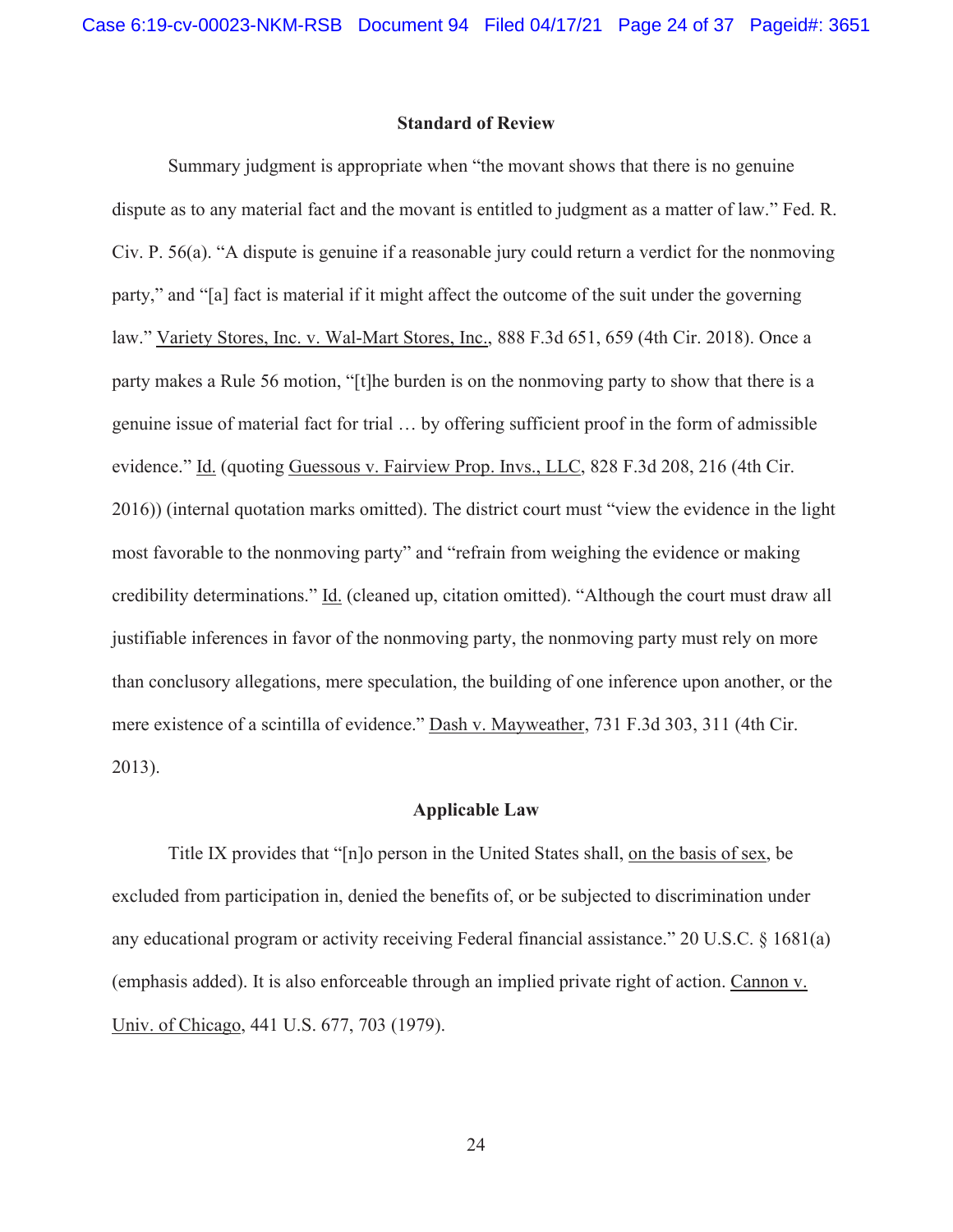## Standard of Review

Summary judgment is appropriate when "the movant shows that there is no genuine dispute as to any material fact and the movant is entitled to judgment as a matter of law." Fed. R. Civ. P. 56(a). "A dispute is genuine if a reasonable jury could return a verdict for the nonmoving party," and "[a] fact is material if it might affect the outcome of the suit under the governing law." Variety Stores, Inc. v. Wal-Mart Stores, Inc., 888 F.3d 651, 659 (4th Cir. 2018). Once a party makes a Rule 56 motion, "[t]he burden is on the nonmoving party to show that there is a genuine issue of material fact for trial … by offering sufficient proof in the form of admissible evidence." Id. (quoting Guessous v. Fairview Prop. Invs., LLC, 828 F.3d 208, 216 (4th Cir. 2016)) (internal quotation marks omitted). The district court must "view the evidence in the light most favorable to the nonmoving party" and "refrain from weighing the evidence or making credibility determinations." Id. (cleaned up, citation omitted). "Although the court must draw all justifiable inferences in favor of the nonmoving party, the nonmoving party must rely on more than conclusory allegations, mere speculation, the building of one inference upon another, or the mere existence of a scintilla of evidence." Dash v. Mayweather, 731 F.3d 303, 311 (4th Cir. 2013).

## Applicable Law

Title IX provides that "[n]o person in the United States shall, on the basis of sex, be excluded from participation in, denied the benefits of, or be subjected to discrimination under any educational program or activity receiving Federal financial assistance." 20 U.S.C. § 1681(a) (emphasis added). It is also enforceable through an implied private right of action. Cannon v. Univ. of Chicago, 441 U.S. 677, 703 (1979).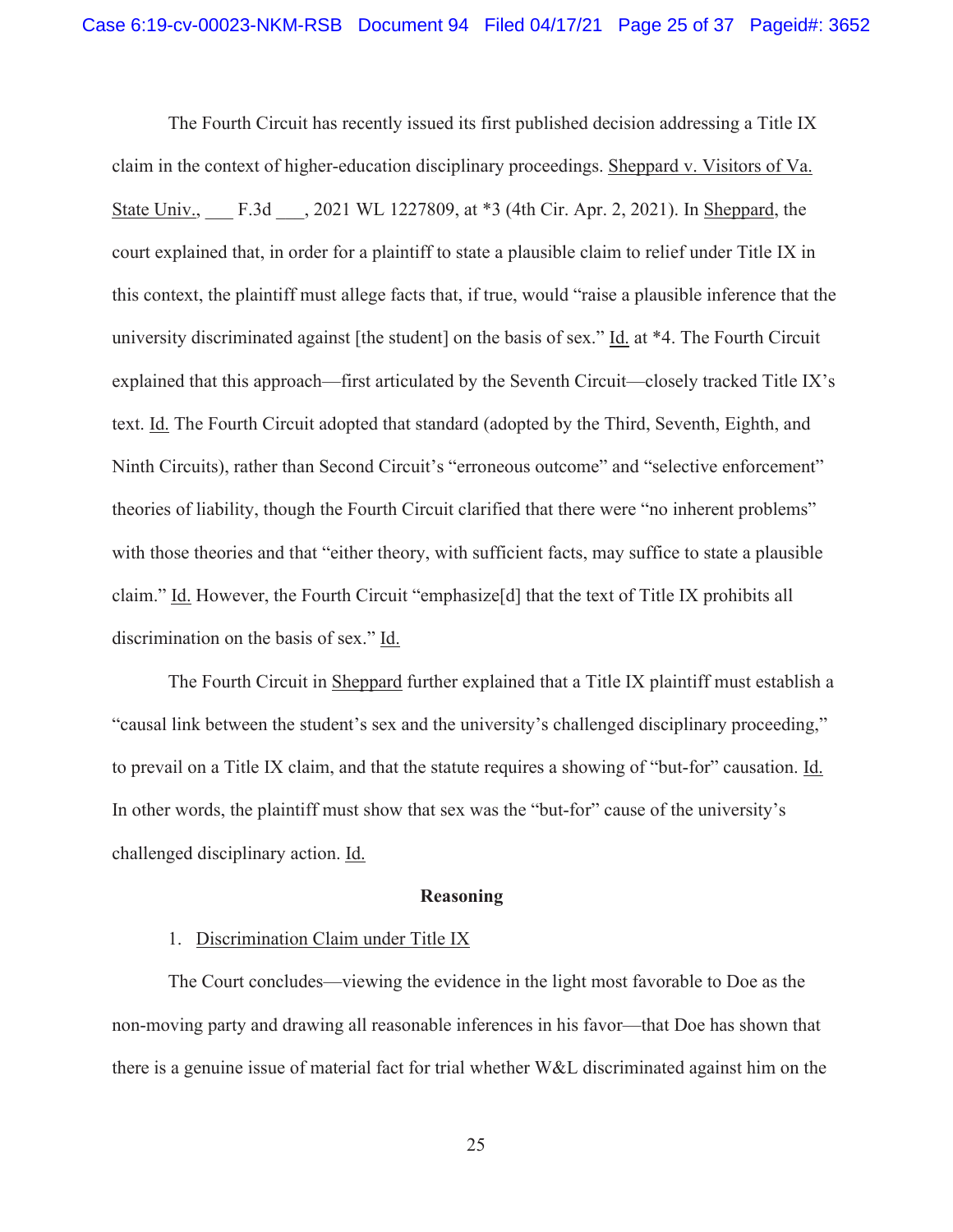The Fourth Circuit has recently issued its first published decision addressing a Title IX claim in the context of higher-education disciplinary proceedings. Sheppard v. Visitors of Va. State Univ., ___ F.3d ___, 2021 WL 1227809, at *3 (4th Cir. Apr. 2, 2021). In Sheppard, the court explained that, in order for a plaintiff to state a plausible claim to relief under Title IX in this context, the plaintiff must allege facts that, if true, would "raise a plausible inference that the university discriminated against [the student] on the basis of sex." Id. at *4. The Fourth Circuit explained that this approach—first articulated by the Seventh Circuit—closely tracked Title IX's text. Id. The Fourth Circuit adopted that standard (adopted by the Third, Seventh, Eighth, and Ninth Circuits), rather than Second Circuit's "erroneous outcome" and "selective enforcement" theories of liability, though the Fourth Circuit clarified that there were "no inherent problems" with those theories and that "either theory, with sufficient facts, may suffice to state a plausible claim." Id. However, the Fourth Circuit "emphasize[d] that the text of Title IX prohibits all discrimination on the basis of sex." Id.

The Fourth Circuit in Sheppard further explained that a Title IX plaintiff must establish a "causal link between the student's sex and the university's challenged disciplinary proceeding," to prevail on a Title IX claim, and that the statute requires a showing of "but-for" causation. Id. In other words, the plaintiff must show that sex was the "but-for" cause of the university's challenged disciplinary action. Id.

**Reasoning**

1. Discrimination Claim under Title IX

The Court concludes—viewing the evidence in the light most favorable to Doe as the non-moving party and drawing all reasonable inferences in his favor—that Doe has shown that there is a genuine issue of material fact for trial whether W&L discriminated against him on the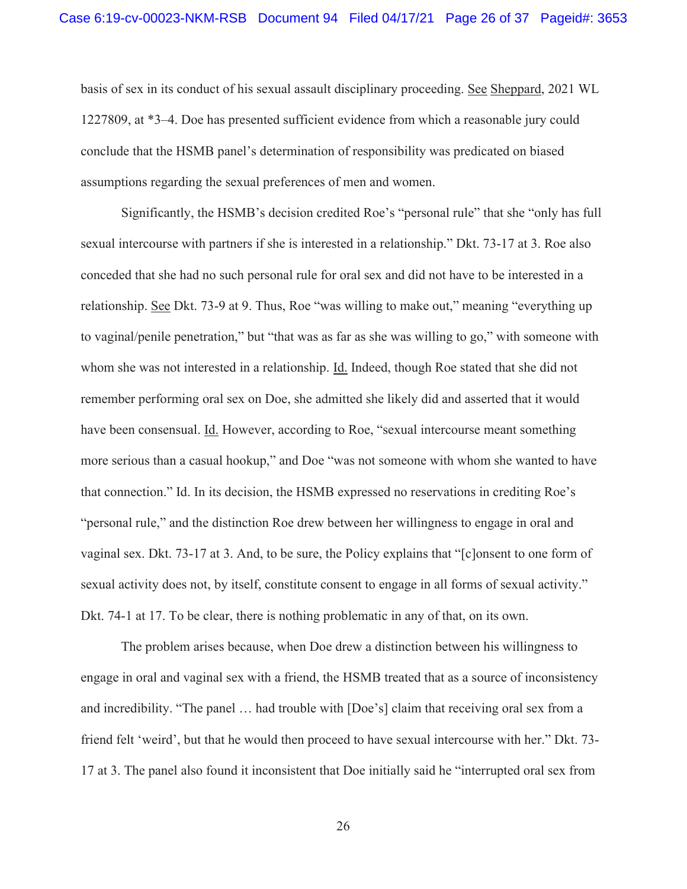basis of sex in its conduct of his sexual assault disciplinary proceeding. See Sheppard, 2021 WL 1227809, at *3–4. Doe has presented sufficient evidence from which a reasonable jury could conclude that the HSMB panel's determination of responsibility was predicated on biased assumptions regarding the sexual preferences of men and women.

Significantly, the HSMB's decision credited Roe's "personal rule" that she "only has full sexual intercourse with partners if she is interested in a relationship." Dkt. 73-17 at 3. Roe also conceded that she had no such personal rule for oral sex and did not have to be interested in a relationship. See Dkt. 73-9 at 9. Thus, Roe "was willing to make out," meaning "everything up to vaginal/penile penetration," but "that was as far as she was willing to go," with someone with whom she was not interested in a relationship. Id. Indeed, though Roe stated that she did not remember performing oral sex on Doe, she admitted she likely did and asserted that it would have been consensual. Id. However, according to Roe, "sexual intercourse meant something more serious than a casual hookup," and Doe "was not someone with whom she wanted to have that connection." Id. In its decision, the HSMB expressed no reservations in crediting Roe's "personal rule," and the distinction Roe drew between her willingness to engage in oral and vaginal sex. Dkt. 73-17 at 3. And, to be sure, the Policy explains that "[c]onsent to one form of sexual activity does not, by itself, constitute consent to engage in all forms of sexual activity." Dkt. 74-1 at 17. To be clear, there is nothing problematic in any of that, on its own.

The problem arises because, when Doe drew a distinction between his willingness to engage in oral and vaginal sex with a friend, the HSMB treated that as a source of inconsistency and incredibility. "The panel … had trouble with [Doe's] claim that receiving oral sex from a friend felt 'weird', but that he would then proceed to have sexual intercourse with her." Dkt. 73-17 at 3. The panel also found it inconsistent that Doe initially said he "interrupted oral sex from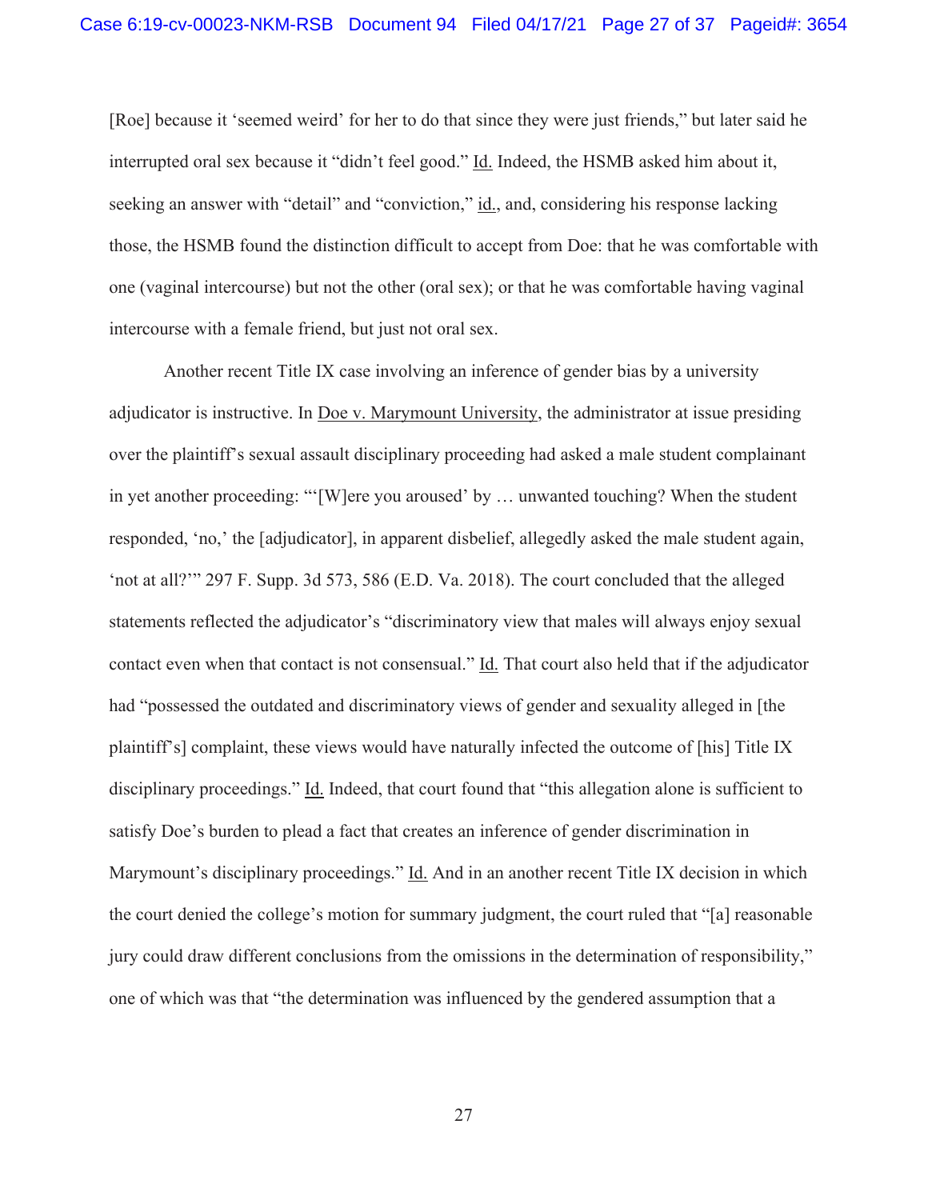[Roe] because it 'seemed weird' for her to do that since they were just friends," but later said he interrupted oral sex because it "didn't feel good." Id. Indeed, the HSMB asked him about it, seeking an answer with "detail" and "conviction," id., and, considering his response lacking those, the HSMB found the distinction difficult to accept from Doe: that he was comfortable with one (vaginal intercourse) but not the other (oral sex); or that he was comfortable having vaginal intercourse with a female friend, but just not oral sex.

Another recent Title IX case involving an inference of gender bias by a university adjudicator is instructive. In Doe v. Marymount University, the administrator at issue presiding over the plaintiff's sexual assault disciplinary proceeding had asked a male student complainant in yet another proceeding: "'[W]ere you aroused' by … unwanted touching? When the student responded, 'no,' the [adjudicator], in apparent disbelief, allegedly asked the male student again, 'not at all?'" 297 F. Supp. 3d 573, 586 (E.D. Va. 2018). The court concluded that the alleged statements reflected the adjudicator's "discriminatory view that males will always enjoy sexual contact even when that contact is not consensual." Id. That court also held that if the adjudicator had "possessed the outdated and discriminatory views of gender and sexuality alleged in [the plaintiff's] complaint, these views would have naturally infected the outcome of [his] Title IX disciplinary proceedings." Id. Indeed, that court found that "this allegation alone is sufficient to satisfy Doe's burden to plead a fact that creates an inference of gender discrimination in Marymount's disciplinary proceedings." Id. And in an another recent Title IX decision in which the court denied the college's motion for summary judgment, the court ruled that "[a] reasonable jury could draw different conclusions from the omissions in the determination of responsibility," one of which was that "the determination was influenced by the gendered assumption that a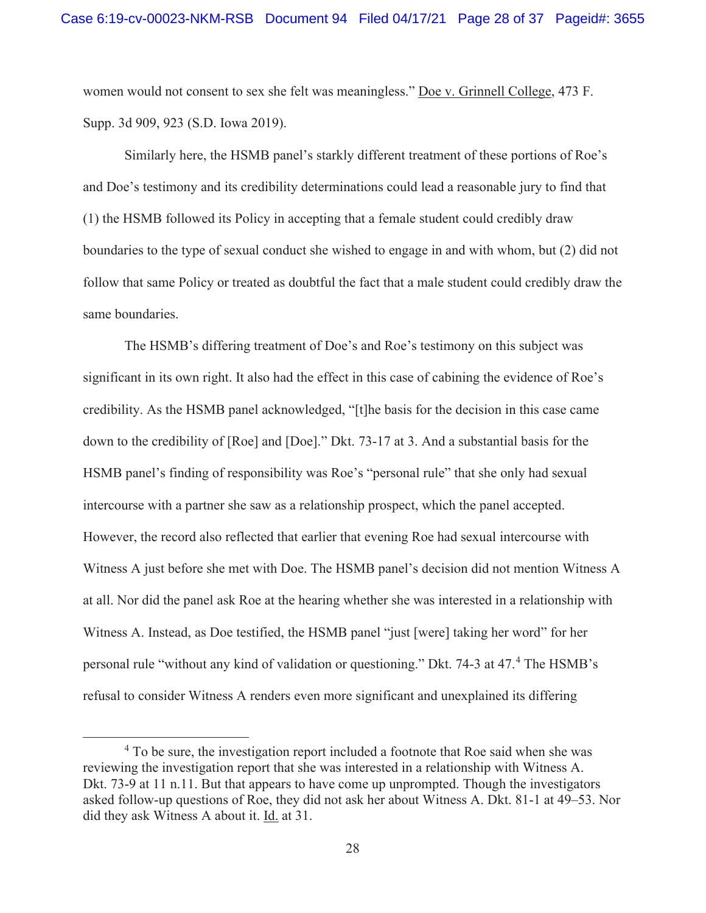women would not consent to sex she felt was meaningless." Doe v. Grinnell College, 473 F. Supp. 3d 909, 923 (S.D. Iowa 2019).

Similarly here, the HSMB panel's starkly different treatment of these portions of Roe's and Doe's testimony and its credibility determinations could lead a reasonable jury to find that (1) the HSMB followed its Policy in accepting that a female student could credibly draw boundaries to the type of sexual conduct she wished to engage in and with whom, but (2) did not follow that same Policy or treated as doubtful the fact that a male student could credibly draw the same boundaries.

The HSMB's differing treatment of Doe's and Roe's testimony on this subject was significant in its own right. It also had the effect in this case of cabining the evidence of Roe's credibility. As the HSMB panel acknowledged, "[t]he basis for the decision in this case came down to the credibility of [Roe] and [Doe]." Dkt. 73-17 at 3. And a substantial basis for the HSMB panel's finding of responsibility was Roe's "personal rule" that she only had sexual intercourse with a partner she saw as a relationship prospect, which the panel accepted. However, the record also reflected that earlier that evening Roe had sexual intercourse with Witness A just before she met with Doe. The HSMB panel's decision did not mention Witness A at all. Nor did the panel ask Roe at the hearing whether she was interested in a relationship with Witness A. Instead, as Doe testified, the HSMB panel "just [were] taking her word" for her personal rule "without any kind of validation or questioning." Dkt. 74-3 at 47.[4] The HSMB's refusal to consider Witness A renders even more significant and unexplained its differing

[4] To be sure, the investigation report included a footnote that Roe said when she was reviewing the investigation report that she was interested in a relationship with Witness A. Dkt. 73-9 at 11 n.11. But that appears to have come up unprompted. Though the investigators asked follow-up questions of Roe, they did not ask her about Witness A. Dkt. 81-1 at 49–53. Nor did they ask Witness A about it. Id. at 31.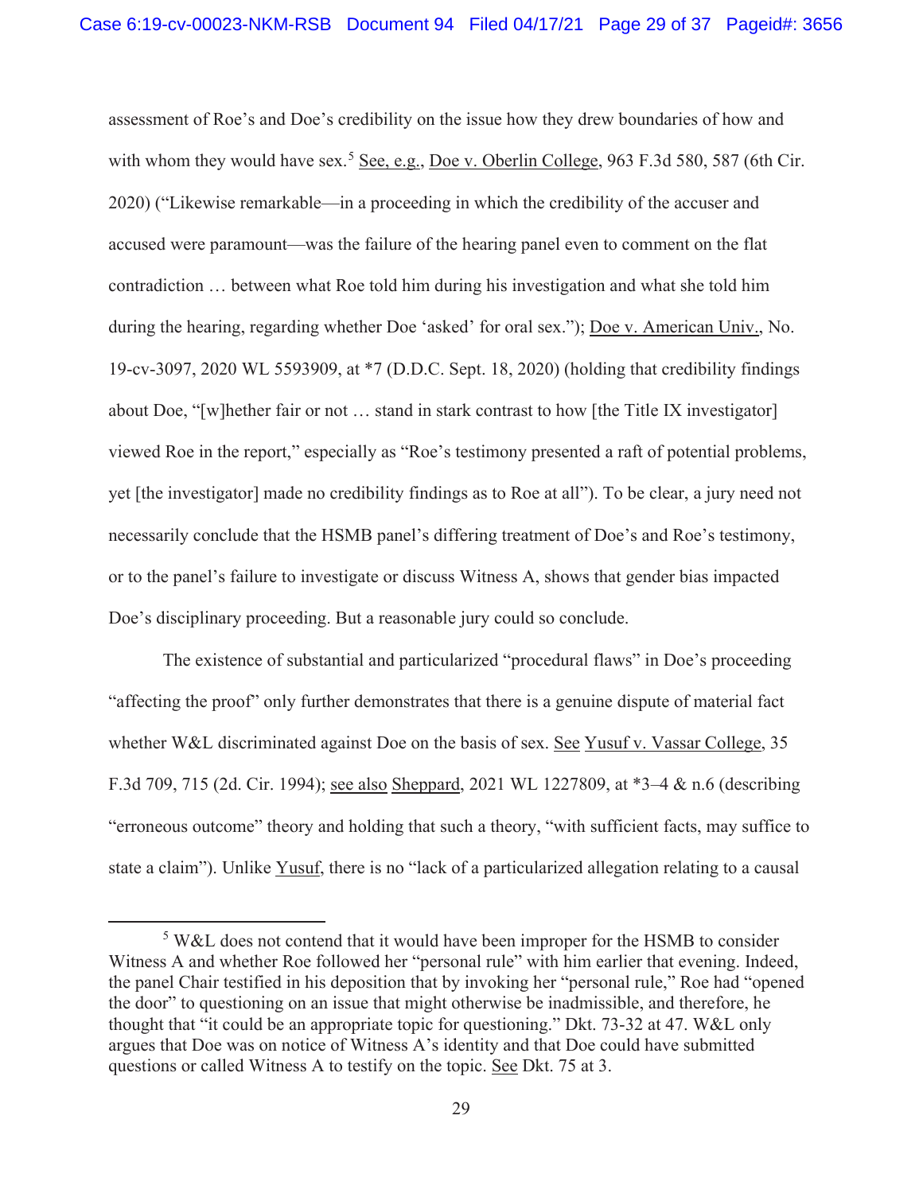assessment of Roe's and Doe's credibility on the issue how they drew boundaries of how and with whom they would have sex.[5] See, e.g., Doe v. Oberlin College, 963 F.3d 580, 587 (6th Cir. 2020) ("Likewise remarkable—in a proceeding in which the credibility of the accuser and accused were paramount—was the failure of the hearing panel even to comment on the flat contradiction … between what Roe told him during his investigation and what she told him during the hearing, regarding whether Doe 'asked' for oral sex."); Doe v. American Univ., No. 19-cv-3097, 2020 WL 5593909, at *7 (D.D.C. Sept. 18, 2020) (holding that credibility findings about Doe, "[w]hether fair or not … stand in stark contrast to how [the Title IX investigator] viewed Roe in the report," especially as "Roe's testimony presented a raft of potential problems, yet [the investigator] made no credibility findings as to Roe at all"). To be clear, a jury need not necessarily conclude that the HSMB panel's differing treatment of Doe's and Roe's testimony, or to the panel's failure to investigate or discuss Witness A, shows that gender bias impacted Doe's disciplinary proceeding. But a reasonable jury could so conclude.

The existence of substantial and particularized "procedural flaws" in Doe's proceeding "affecting the proof" only further demonstrates that there is a genuine dispute of material fact whether W&L discriminated against Doe on the basis of sex. See Yusuf v. Vassar College, 35 F.3d 709, 715 (2d. Cir. 1994); see also Sheppard, 2021 WL 1227809, at *3–4 & n.6 (describing "erroneous outcome" theory and holding that such a theory, "with sufficient facts, may suffice to state a claim"). Unlike Yusuf, there is no "lack of a particularized allegation relating to a causal

---

[5] W&L does not contend that it would have been improper for the HSMB to consider Witness A and whether Roe followed her "personal rule" with him earlier that evening. Indeed, the panel Chair testified in his deposition that by invoking her "personal rule," Roe had "opened the door" to questioning on an issue that might otherwise be inadmissible, and therefore, he thought that "it could be an appropriate topic for questioning." Dkt. 73-32 at 47. W&L only argues that Doe was on notice of Witness A's identity and that Doe could have submitted questions or called Witness A to testify on the topic. See Dkt. 75 at 3.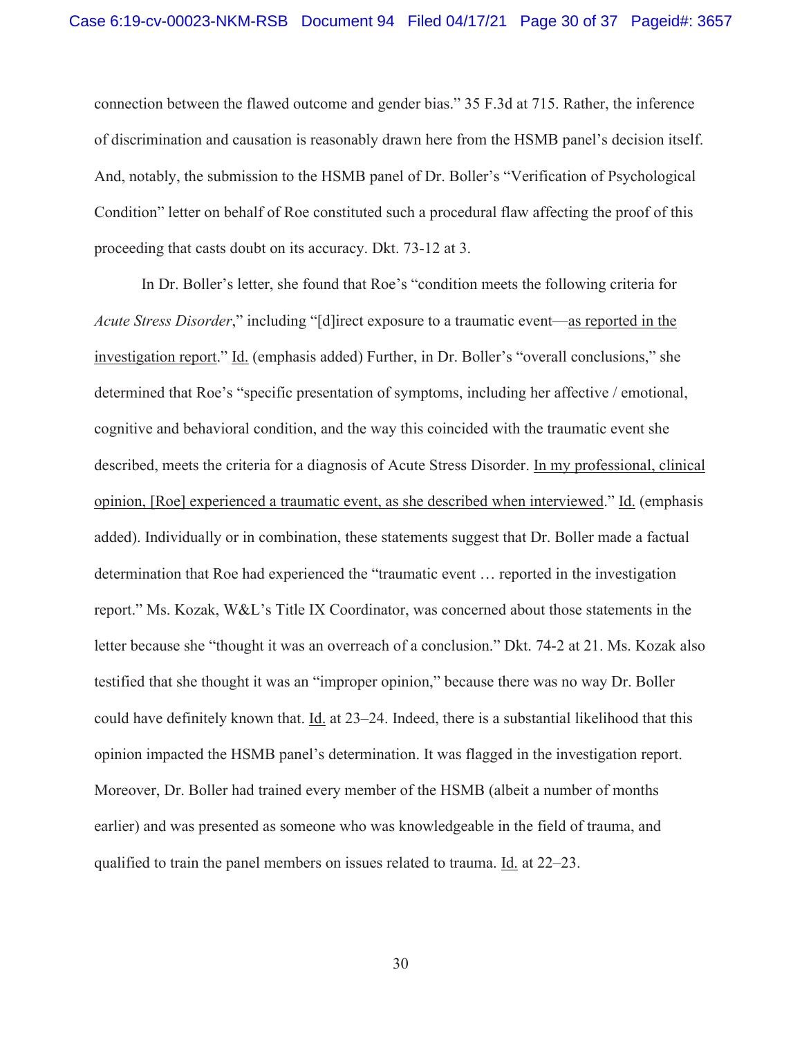connection between the flawed outcome and gender bias." 35 F.3d at 715. Rather, the inference of discrimination and causation is reasonably drawn here from the HSMB panel's decision itself. And, notably, the submission to the HSMB panel of Dr. Boller's "Verification of Psychological Condition" letter on behalf of Roe constituted such a procedural flaw affecting the proof of this proceeding that casts doubt on its accuracy. Dkt. 73-12 at 3.

In Dr. Boller's letter, she found that Roe's "condition meets the following criteria for *Acute Stress Disorder*," including "[d]irect exposure to a traumatic event—<u>as reported in the investigation report</u>." <u>Id.</u> (emphasis added) Further, in Dr. Boller's "overall conclusions," she determined that Roe's "specific presentation of symptoms, including her affective / emotional, cognitive and behavioral condition, and the way this coincided with the traumatic event she described, meets the criteria for a diagnosis of Acute Stress Disorder. <u>In my professional, clinical opinion, [Roe] experienced a traumatic event, as she described when interviewed</u>." <u>Id.</u> (emphasis added). Individually or in combination, these statements suggest that Dr. Boller made a factual determination that Roe had experienced the "traumatic event … reported in the investigation report." Ms. Kozak, W&L's Title IX Coordinator, was concerned about those statements in the letter because she "thought it was an overreach of a conclusion." Dkt. 74-2 at 21. Ms. Kozak also testified that she thought it was an "improper opinion," because there was no way Dr. Boller could have definitely known that. <u>Id.</u> at 23–24. Indeed, there is a substantial likelihood that this opinion impacted the HSMB panel's determination. It was flagged in the investigation report. Moreover, Dr. Boller had trained every member of the HSMB (albeit a number of months earlier) and was presented as someone who was knowledgeable in the field of trauma, and qualified to train the panel members on issues related to trauma. <u>Id.</u> at 22–23.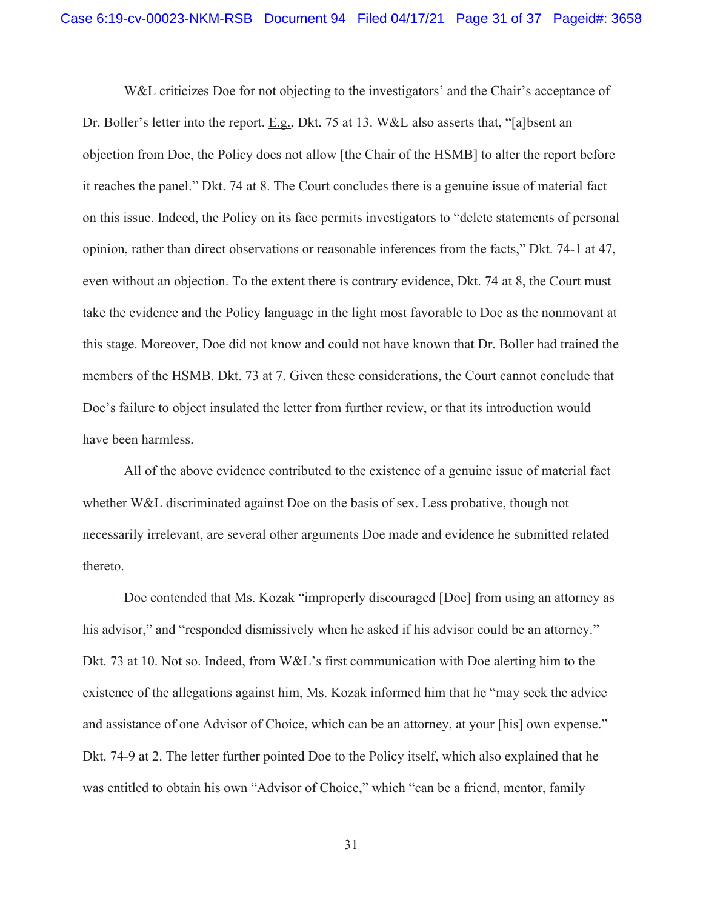W&L criticizes Doe for not objecting to the investigators' and the Chair's acceptance of Dr. Boller's letter into the report. E.g., Dkt. 75 at 13. W&L also asserts that, "[a]bsent an objection from Doe, the Policy does not allow [the Chair of the HSMB] to alter the report before it reaches the panel." Dkt. 74 at 8. The Court concludes there is a genuine issue of material fact on this issue. Indeed, the Policy on its face permits investigators to "delete statements of personal opinion, rather than direct observations or reasonable inferences from the facts," Dkt. 74-1 at 47, even without an objection. To the extent there is contrary evidence, Dkt. 74 at 8, the Court must take the evidence and the Policy language in the light most favorable to Doe as the nonmovant at this stage. Moreover, Doe did not know and could not have known that Dr. Boller had trained the members of the HSMB. Dkt. 73 at 7. Given these considerations, the Court cannot conclude that Doe's failure to object insulated the letter from further review, or that its introduction would have been harmless.

All of the above evidence contributed to the existence of a genuine issue of material fact whether W&L discriminated against Doe on the basis of sex. Less probative, though not necessarily irrelevant, are several other arguments Doe made and evidence he submitted related thereto.

Doe contended that Ms. Kozak "improperly discouraged [Doe] from using an attorney as his advisor," and "responded dismissively when he asked if his advisor could be an attorney." Dkt. 73 at 10. Not so. Indeed, from W&L's first communication with Doe alerting him to the existence of the allegations against him, Ms. Kozak informed him that he "may seek the advice and assistance of one Advisor of Choice, which can be an attorney, at your [his] own expense." Dkt. 74-9 at 2. The letter further pointed Doe to the Policy itself, which also explained that he was entitled to obtain his own "Advisor of Choice," which "can be a friend, mentor, family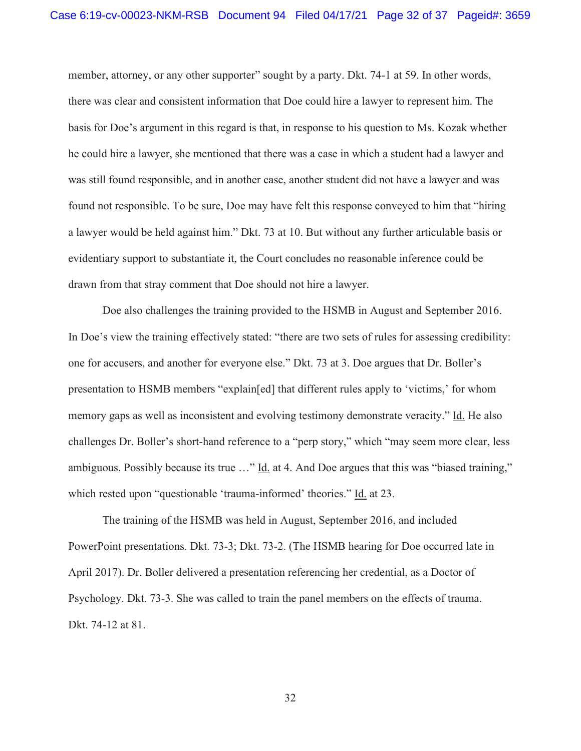member, attorney, or any other supporter" sought by a party. Dkt. 74-1 at 59. In other words, there was clear and consistent information that Doe could hire a lawyer to represent him. The basis for Doe's argument in this regard is that, in response to his question to Ms. Kozak whether he could hire a lawyer, she mentioned that there was a case in which a student had a lawyer and was still found responsible, and in another case, another student did not have a lawyer and was found not responsible. To be sure, Doe may have felt this response conveyed to him that "hiring a lawyer would be held against him." Dkt. 73 at 10. But without any further articulable basis or evidentiary support to substantiate it, the Court concludes no reasonable inference could be drawn from that stray comment that Doe should not hire a lawyer.

Doe also challenges the training provided to the HSMB in August and September 2016. In Doe's view the training effectively stated: "there are two sets of rules for assessing credibility: one for accusers, and another for everyone else." Dkt. 73 at 3. Doe argues that Dr. Boller's presentation to HSMB members "explain[ed] that different rules apply to 'victims,' for whom memory gaps as well as inconsistent and evolving testimony demonstrate veracity." Id. He also challenges Dr. Boller's short-hand reference to a "perp story," which "may seem more clear, less ambiguous. Possibly because its true …" Id. at 4. And Doe argues that this was "biased training," which rested upon "questionable 'trauma-informed' theories." Id. at 23.

The training of the HSMB was held in August, September 2016, and included PowerPoint presentations. Dkt. 73-3; Dkt. 73-2. (The HSMB hearing for Doe occurred late in April 2017). Dr. Boller delivered a presentation referencing her credential, as a Doctor of Psychology. Dkt. 73-3. She was called to train the panel members on the effects of trauma. Dkt. 74-12 at 81.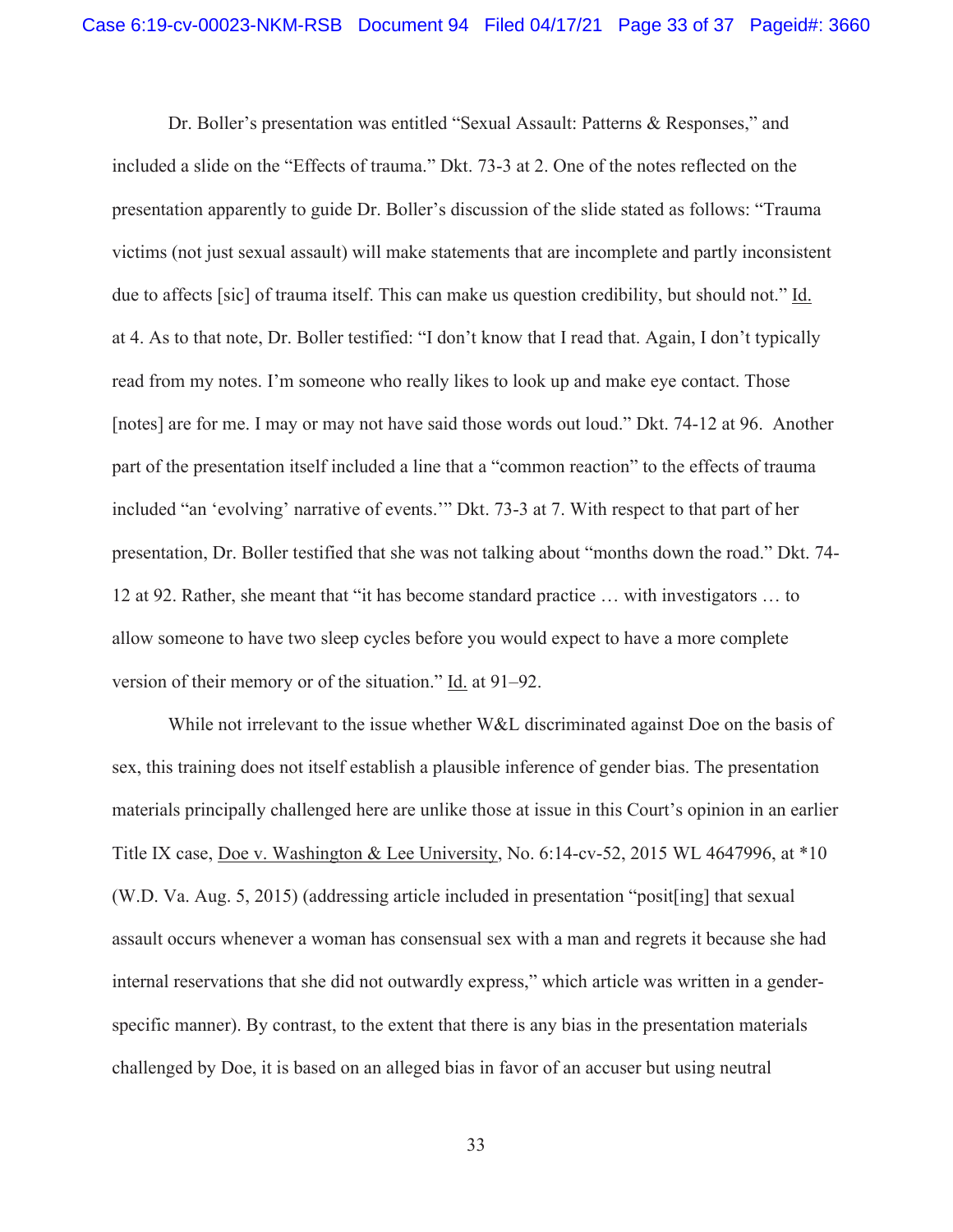Dr. Boller's presentation was entitled "Sexual Assault: Patterns & Responses," and included a slide on the "Effects of trauma." Dkt. 73-3 at 2. One of the notes reflected on the presentation apparently to guide Dr. Boller's discussion of the slide stated as follows: "Trauma victims (not just sexual assault) will make statements that are incomplete and partly inconsistent due to affects [sic] of trauma itself. This can make us question credibility, but should not." Id. at 4. As to that note, Dr. Boller testified: "I don't know that I read that. Again, I don't typically read from my notes. I'm someone who really likes to look up and make eye contact. Those [notes] are for me. I may or may not have said those words out loud." Dkt. 74-12 at 96. Another part of the presentation itself included a line that a "common reaction" to the effects of trauma included "an 'evolving' narrative of events.'" Dkt. 73-3 at 7. With respect to that part of her presentation, Dr. Boller testified that she was not talking about "months down the road." Dkt. 74-12 at 92. Rather, she meant that "it has become standard practice … with investigators … to allow someone to have two sleep cycles before you would expect to have a more complete version of their memory or of the situation." Id. at 91–92.

While not irrelevant to the issue whether W&L discriminated against Doe on the basis of sex, this training does not itself establish a plausible inference of gender bias. The presentation materials principally challenged here are unlike those at issue in this Court's opinion in an earlier Title IX case, Doe v. Washington & Lee University, No. 6:14-cv-52, 2015 WL 4647996, at *10 (W.D. Va. Aug. 5, 2015) (addressing article included in presentation "posit[ing] that sexual assault occurs whenever a woman has consensual sex with a man and regrets it because she had internal reservations that she did not outwardly express," which article was written in a gender-specific manner). By contrast, to the extent that there is any bias in the presentation materials challenged by Doe, it is based on an alleged bias in favor of an accuser but using neutral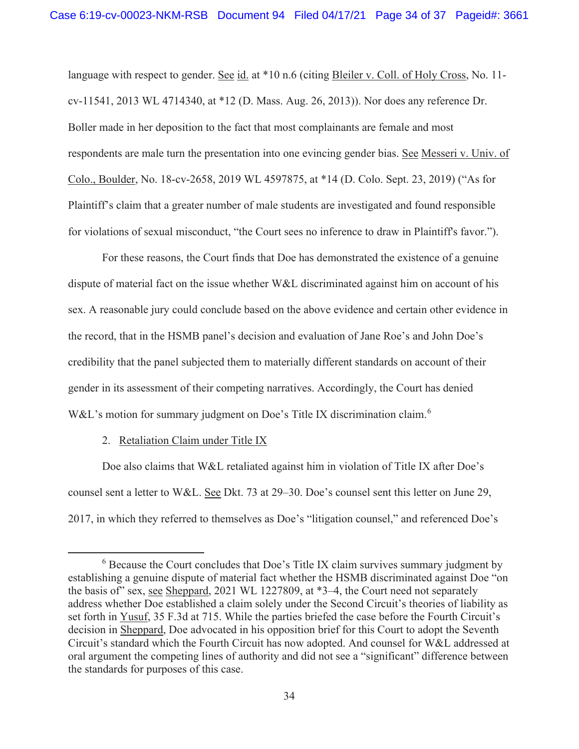language with respect to gender. See id. at *10 n.6 (citing Bleiler v. Coll. of Holy Cross, No. 11-cv-11541, 2013 WL 4714340, at *12 (D. Mass. Aug. 26, 2013)). Nor does any reference Dr. Boller made in her deposition to the fact that most complainants are female and most respondents are male turn the presentation into one evincing gender bias. See Messeri v. Univ. of Colo., Boulder, No. 18-cv-2658, 2019 WL 4597875, at *14 (D. Colo. Sept. 23, 2019) ("As for Plaintiff's claim that a greater number of male students are investigated and found responsible for violations of sexual misconduct, "the Court sees no inference to draw in Plaintiff's favor.").

For these reasons, the Court finds that Doe has demonstrated the existence of a genuine dispute of material fact on the issue whether W&L discriminated against him on account of his sex. A reasonable jury could conclude based on the above evidence and certain other evidence in the record, that in the HSMB panel's decision and evaluation of Jane Roe's and John Doe's credibility that the panel subjected them to materially different standards on account of their gender in its assessment of their competing narratives. Accordingly, the Court has denied W&L's motion for summary judgment on Doe's Title IX discrimination claim.[6]

2. Retaliation Claim under Title IX

Doe also claims that W&L retaliated against him in violation of Title IX after Doe's counsel sent a letter to W&L. See Dkt. 73 at 29–30. Doe's counsel sent this letter on June 29, 2017, in which they referred to themselves as Doe's "litigation counsel," and referenced Doe's

---

[6] Because the Court concludes that Doe's Title IX claim survives summary judgment by establishing a genuine dispute of material fact whether the HSMB discriminated against Doe "on the basis of" sex, see Sheppard, 2021 WL 1227809, at *3–4, the Court need not separately address whether Doe established a claim solely under the Second Circuit's theories of liability as set forth in Yusuf, 35 F.3d at 715. While the parties briefed the case before the Fourth Circuit's decision in Sheppard, Doe advocated in his opposition brief for this Court to adopt the Seventh Circuit's standard which the Fourth Circuit has now adopted. And counsel for W&L addressed at oral argument the competing lines of authority and did not see a "significant" difference between the standards for purposes of this case.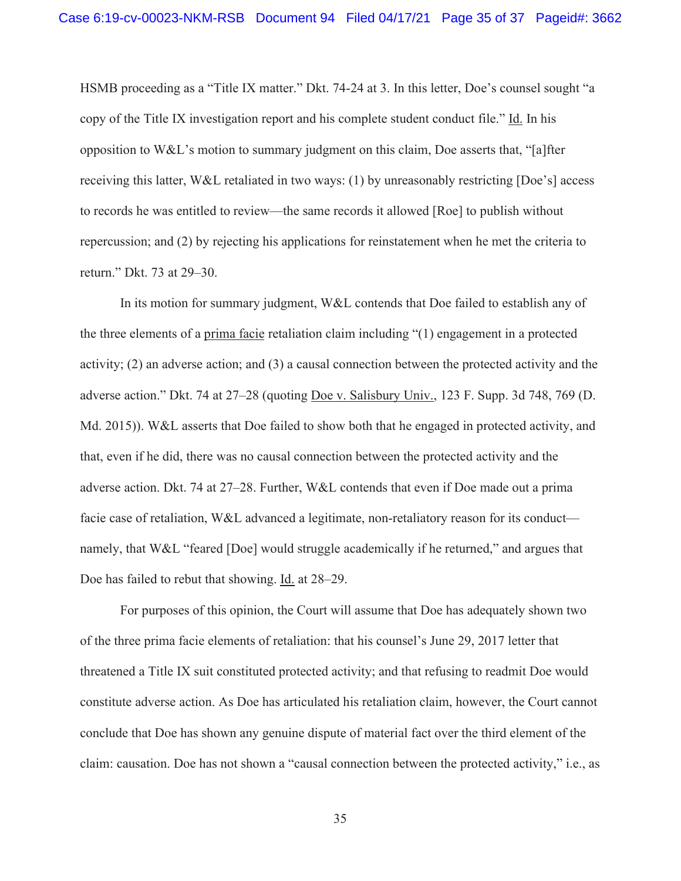HSMB proceeding as a "Title IX matter." Dkt. 74-24 at 3. In this letter, Doe's counsel sought "a copy of the Title IX investigation report and his complete student conduct file." Id. In his opposition to W&L's motion to summary judgment on this claim, Doe asserts that, "[a]fter receiving this latter, W&L retaliated in two ways: (1) by unreasonably restricting [Doe's] access to records he was entitled to review—the same records it allowed [Roe] to publish without repercussion; and (2) by rejecting his applications for reinstatement when he met the criteria to return." Dkt. 73 at 29–30.

In its motion for summary judgment, W&L contends that Doe failed to establish any of the three elements of a prima facie retaliation claim including "(1) engagement in a protected activity; (2) an adverse action; and (3) a causal connection between the protected activity and the adverse action." Dkt. 74 at 27–28 (quoting Doe v. Salisbury Univ., 123 F. Supp. 3d 748, 769 (D. Md. 2015)). W&L asserts that Doe failed to show both that he engaged in protected activity, and that, even if he did, there was no causal connection between the protected activity and the adverse action. Dkt. 74 at 27–28. Further, W&L contends that even if Doe made out a prima facie case of retaliation, W&L advanced a legitimate, non-retaliatory reason for its conduct—namely, that W&L "feared [Doe] would struggle academically if he returned," and argues that Doe has failed to rebut that showing. Id. at 28–29.

For purposes of this opinion, the Court will assume that Doe has adequately shown two of the three prima facie elements of retaliation: that his counsel's June 29, 2017 letter that threatened a Title IX suit constituted protected activity; and that refusing to readmit Doe would constitute adverse action. As Doe has articulated his retaliation claim, however, the Court cannot conclude that Doe has shown any genuine dispute of material fact over the third element of the claim: causation. Doe has not shown a "causal connection between the protected activity," i.e., as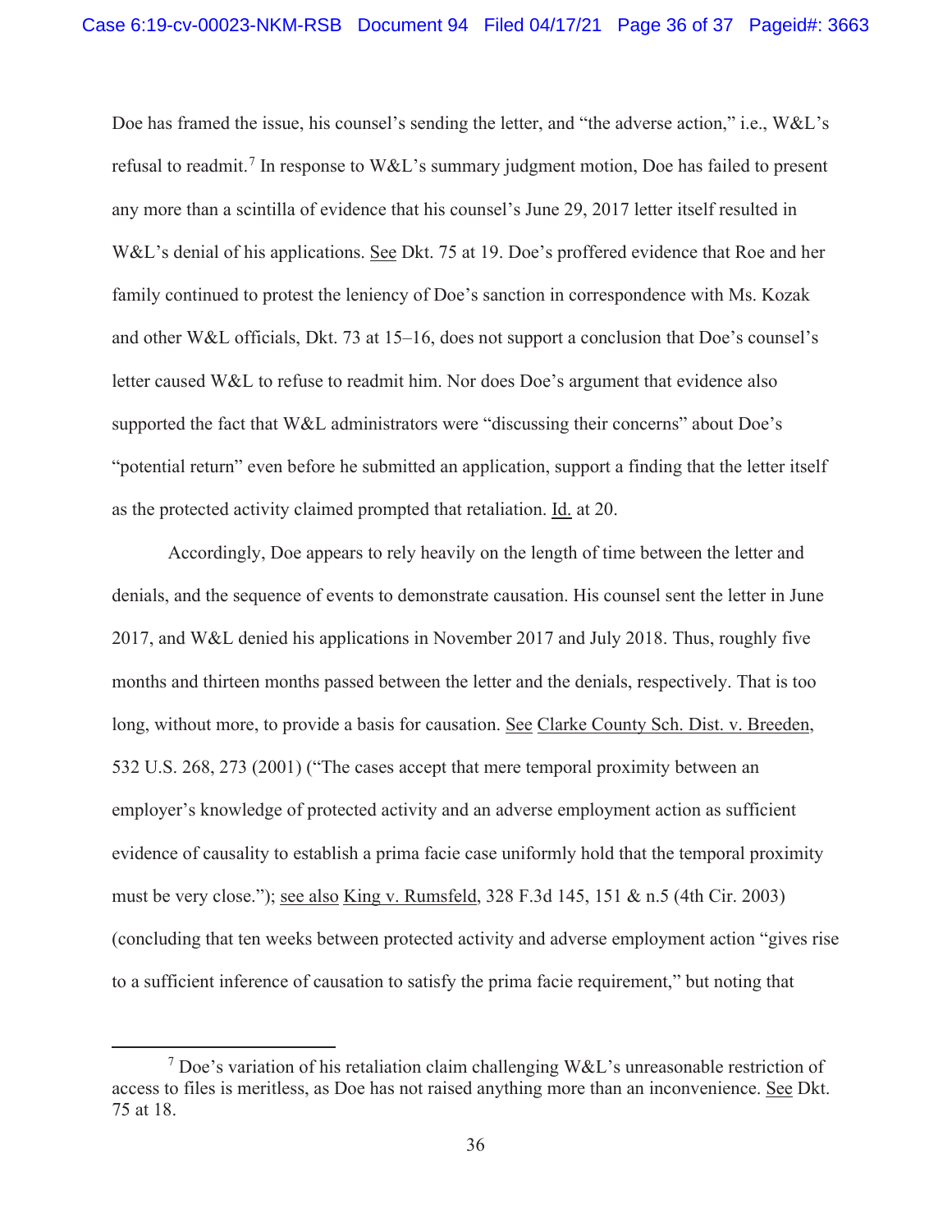Doe has framed the issue, his counsel's sending the letter, and "the adverse action," i.e., W&L's refusal to readmit.[7] In response to W&L's summary judgment motion, Doe has failed to present any more than a scintilla of evidence that his counsel's June 29, 2017 letter itself resulted in W&L's denial of his applications. See Dkt. 75 at 19. Doe's proffered evidence that Roe and her family continued to protest the leniency of Doe's sanction in correspondence with Ms. Kozak and other W&L officials, Dkt. 73 at 15–16, does not support a conclusion that Doe's counsel's letter caused W&L to refuse to readmit him. Nor does Doe's argument that evidence also supported the fact that W&L administrators were "discussing their concerns" about Doe's "potential return" even before he submitted an application, support a finding that the letter itself as the protected activity claimed prompted that retaliation. Id. at 20.

Accordingly, Doe appears to rely heavily on the length of time between the letter and denials, and the sequence of events to demonstrate causation. His counsel sent the letter in June 2017, and W&L denied his applications in November 2017 and July 2018. Thus, roughly five months and thirteen months passed between the letter and the denials, respectively. That is too long, without more, to provide a basis for causation. See Clarke County Sch. Dist. v. Breeden, 532 U.S. 268, 273 (2001) ("The cases accept that mere temporal proximity between an employer's knowledge of protected activity and an adverse employment action as sufficient evidence of causality to establish a prima facie case uniformly hold that the temporal proximity must be very close."); see also King v. Rumsfeld, 328 F.3d 145, 151 & n.5 (4th Cir. 2003) (concluding that ten weeks between protected activity and adverse employment action "gives rise to a sufficient inference of causation to satisfy the prima facie requirement," but noting that

[7] Doe's variation of his retaliation claim challenging W&L's unreasonable restriction of access to files is meritless, as Doe has not raised anything more than an inconvenience. See Dkt. 75 at 18.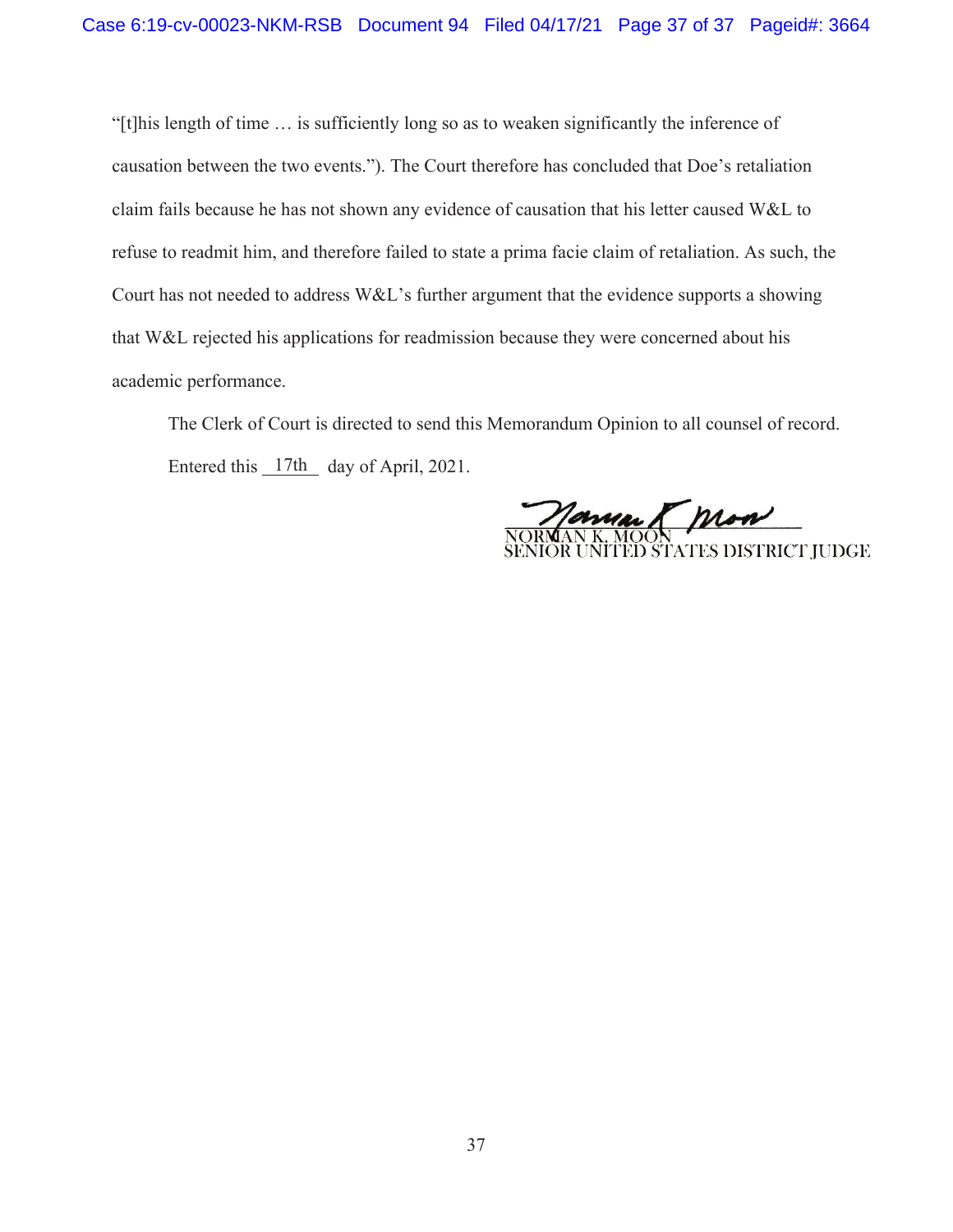"[t]his length of time … is sufficiently long so as to weaken significantly the inference of causation between the two events."). The Court therefore has concluded that Doe's retaliation claim fails because he has not shown any evidence of causation that his letter caused W&L to refuse to readmit him, and therefore failed to state a prima facie claim of retaliation. As such, the Court has not needed to address W&L's further argument that the evidence supports a showing that W&L rejected his applications for readmission because they were concerned about his academic performance.

The Clerk of Court is directed to send this Memorandum Opinion to all counsel of record.

Entered this 17th day of April, 2021.

NORMAN K. MOON
SENIOR UNITED STATES DISTRICT JUDGE